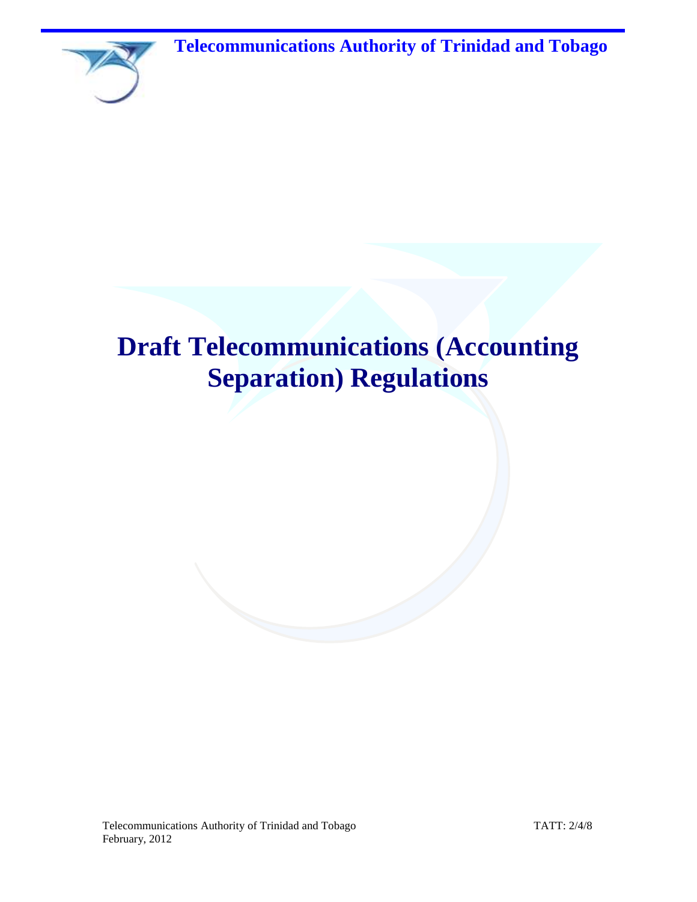Telecommunications Authority of Trinidad and Tobago

# Draft Telecommunications (Accounting Separation) Regulations

Telecommunications Authority of Trinidad and Tobago
February, 2012

TATT: 2/4/8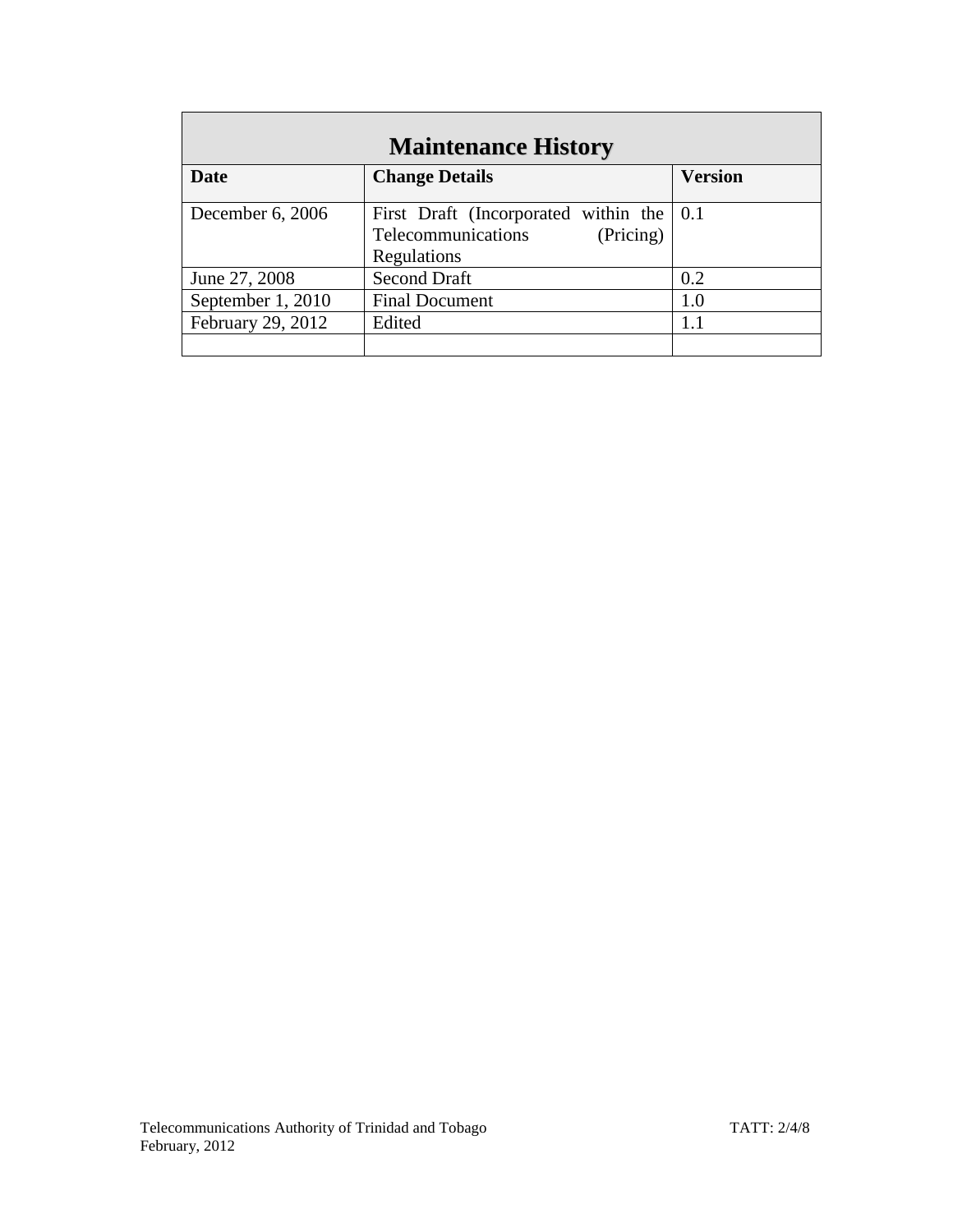| Maintenance History | | |
|---|---|---|
| **Date** | **Change Details** | **Version** |
| December 6, 2006 | First Draft (Incorporated within the Telecommunications (Pricing) Regulations | 0.1 |
| June 27, 2008 | Second Draft | 0.2 |
| September 1, 2010 | Final Document | 1.0 |
| February 29, 2012 | Edited | 1.1 |
| | | |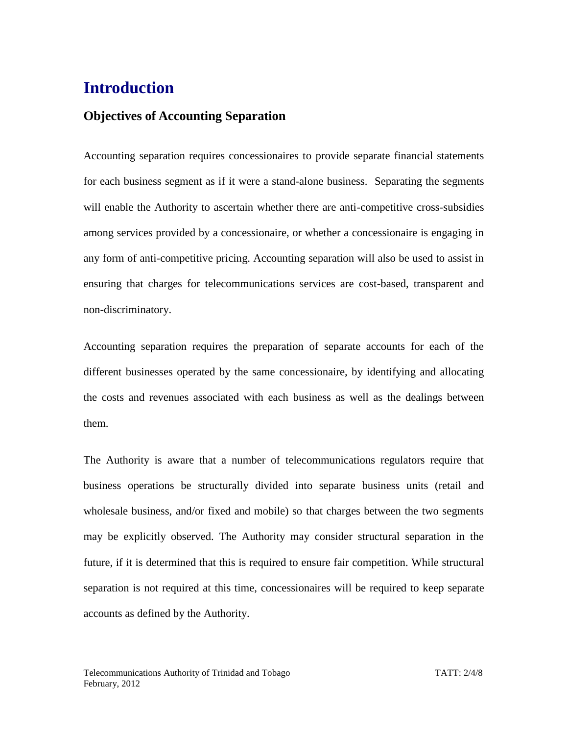# Introduction

## Objectives of Accounting Separation

Accounting separation requires concessionaires to provide separate financial statements for each business segment as if it were a stand-alone business. Separating the segments will enable the Authority to ascertain whether there are anti-competitive cross-subsidies among services provided by a concessionaire, or whether a concessionaire is engaging in any form of anti-competitive pricing. Accounting separation will also be used to assist in ensuring that charges for telecommunications services are cost-based, transparent and non-discriminatory.

Accounting separation requires the preparation of separate accounts for each of the different businesses operated by the same concessionaire, by identifying and allocating the costs and revenues associated with each business as well as the dealings between them.

The Authority is aware that a number of telecommunications regulators require that business operations be structurally divided into separate business units (retail and wholesale business, and/or fixed and mobile) so that charges between the two segments may be explicitly observed. The Authority may consider structural separation in the future, if it is determined that this is required to ensure fair competition. While structural separation is not required at this time, concessionaires will be required to keep separate accounts as defined by the Authority.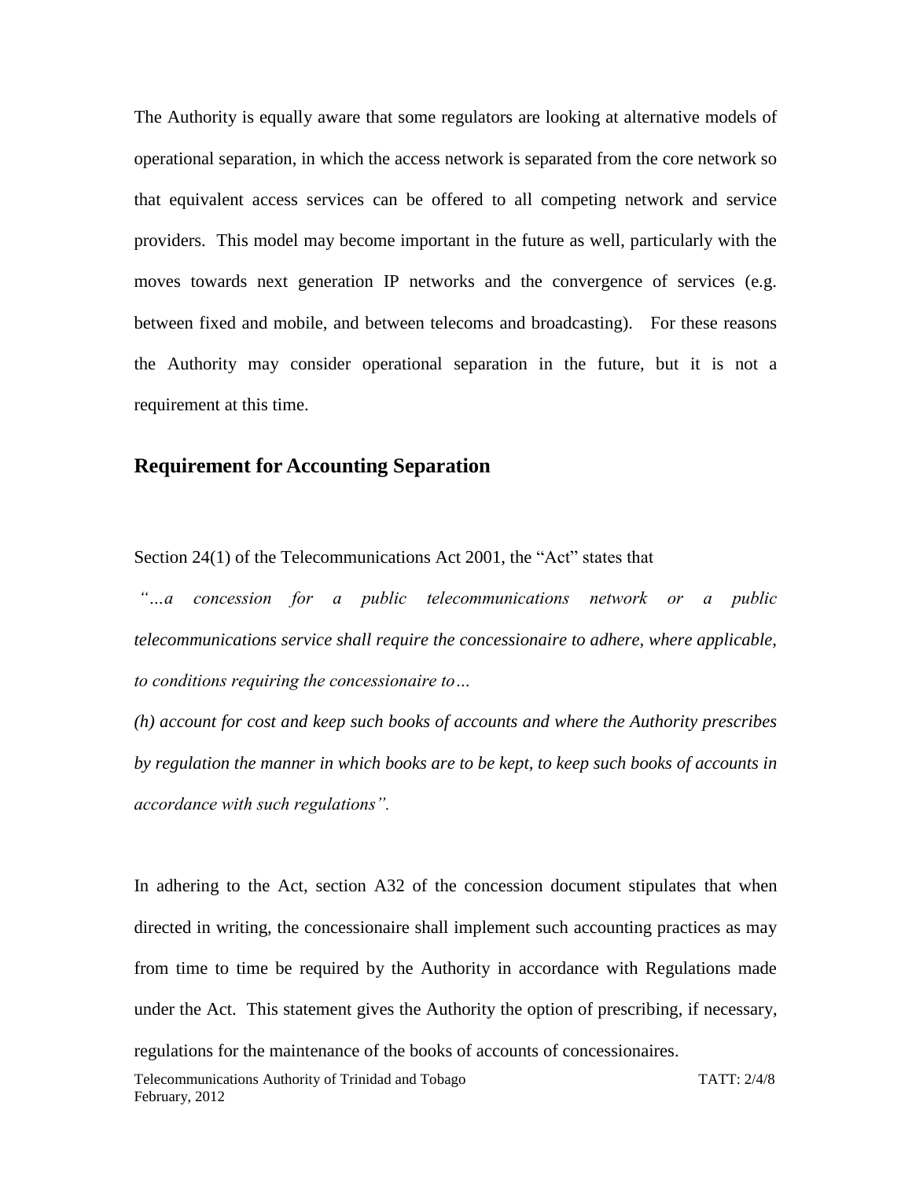The Authority is equally aware that some regulators are looking at alternative models of operational separation, in which the access network is separated from the core network so that equivalent access services can be offered to all competing network and service providers. This model may become important in the future as well, particularly with the moves towards next generation IP networks and the convergence of services (e.g. between fixed and mobile, and between telecoms and broadcasting). For these reasons the Authority may consider operational separation in the future, but it is not a requirement at this time.

## Requirement for Accounting Separation

Section 24(1) of the Telecommunications Act 2001, the "Act" states that

*"…a concession for a public telecommunications network or a public telecommunications service shall require the concessionaire to adhere, where applicable, to conditions requiring the concessionaire to…*

*(h) account for cost and keep such books of accounts and where the Authority prescribes by regulation the manner in which books are to be kept, to keep such books of accounts in accordance with such regulations".*

In adhering to the Act, section A32 of the concession document stipulates that when directed in writing, the concessionaire shall implement such accounting practices as may from time to time be required by the Authority in accordance with Regulations made under the Act. This statement gives the Authority the option of prescribing, if necessary, regulations for the maintenance of the books of accounts of concessionaires.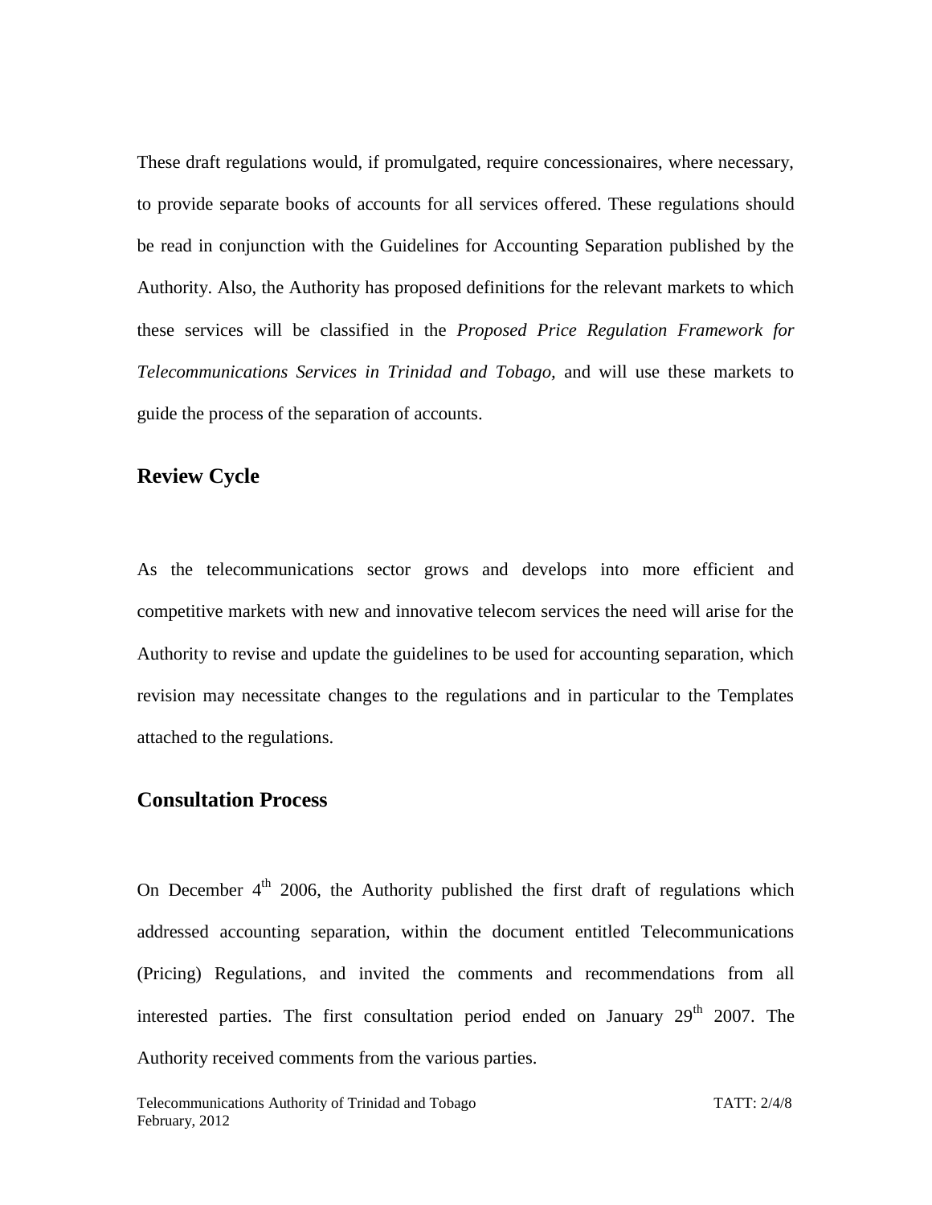These draft regulations would, if promulgated, require concessionaires, where necessary, to provide separate books of accounts for all services offered. These regulations should be read in conjunction with the Guidelines for Accounting Separation published by the Authority. Also, the Authority has proposed definitions for the relevant markets to which these services will be classified in the *Proposed Price Regulation Framework for Telecommunications Services in Trinidad and Tobago,* and will use these markets to guide the process of the separation of accounts.

## Review Cycle

As the telecommunications sector grows and develops into more efficient and competitive markets with new and innovative telecom services the need will arise for the Authority to revise and update the guidelines to be used for accounting separation, which revision may necessitate changes to the regulations and in particular to the Templates attached to the regulations.

## Consultation Process

On December 4th 2006, the Authority published the first draft of regulations which addressed accounting separation, within the document entitled Telecommunications (Pricing) Regulations, and invited the comments and recommendations from all interested parties. The first consultation period ended on January 29th 2007. The Authority received comments from the various parties.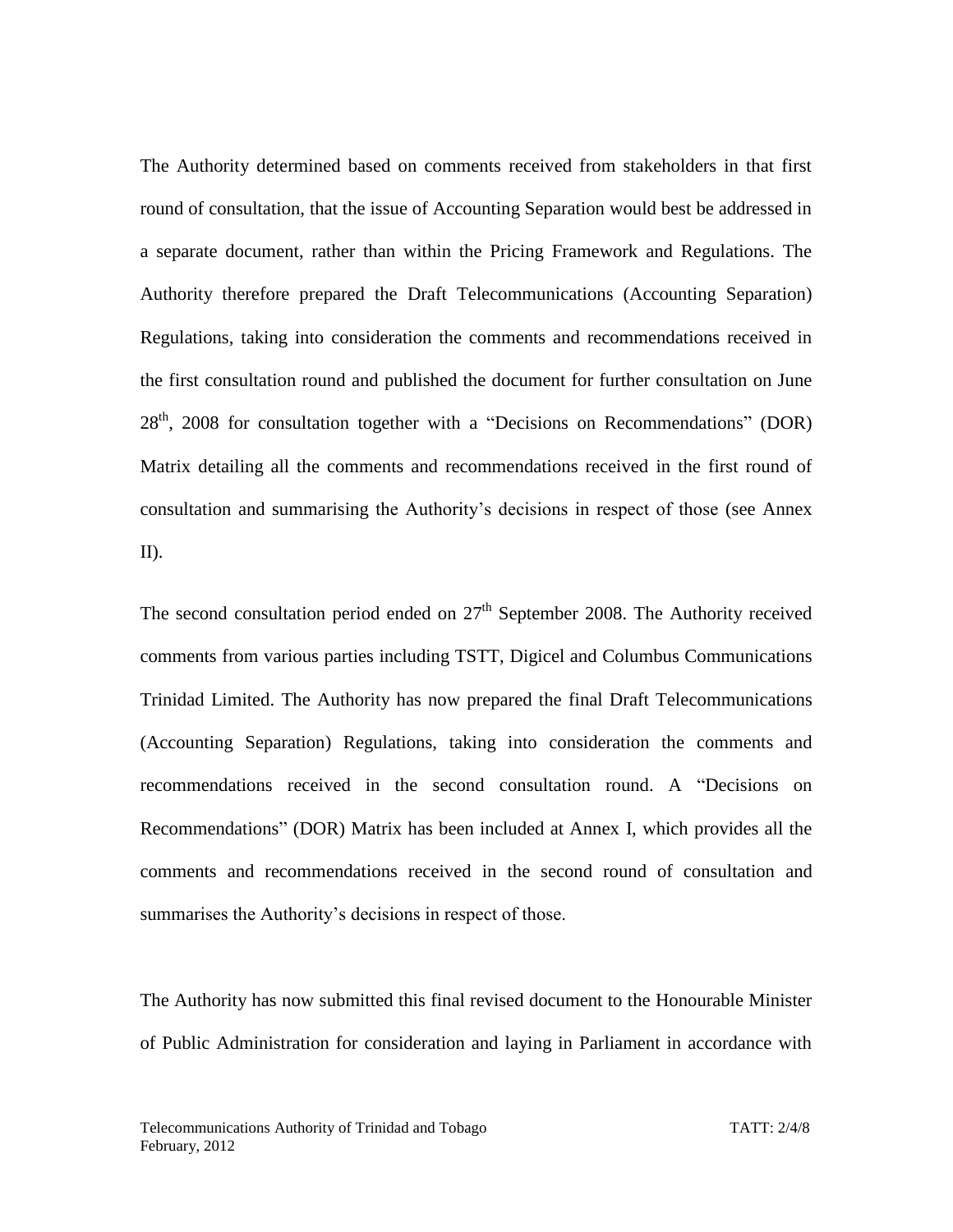The Authority determined based on comments received from stakeholders in that first round of consultation, that the issue of Accounting Separation would best be addressed in a separate document, rather than within the Pricing Framework and Regulations. The Authority therefore prepared the Draft Telecommunications (Accounting Separation) Regulations, taking into consideration the comments and recommendations received in the first consultation round and published the document for further consultation on June 28th, 2008 for consultation together with a "Decisions on Recommendations" (DOR) Matrix detailing all the comments and recommendations received in the first round of consultation and summarising the Authority's decisions in respect of those (see Annex II).

The second consultation period ended on 27th September 2008. The Authority received comments from various parties including TSTT, Digicel and Columbus Communications Trinidad Limited. The Authority has now prepared the final Draft Telecommunications (Accounting Separation) Regulations, taking into consideration the comments and recommendations received in the second consultation round. A "Decisions on Recommendations" (DOR) Matrix has been included at Annex I, which provides all the comments and recommendations received in the second round of consultation and summarises the Authority's decisions in respect of those.

The Authority has now submitted this final revised document to the Honourable Minister of Public Administration for consideration and laying in Parliament in accordance with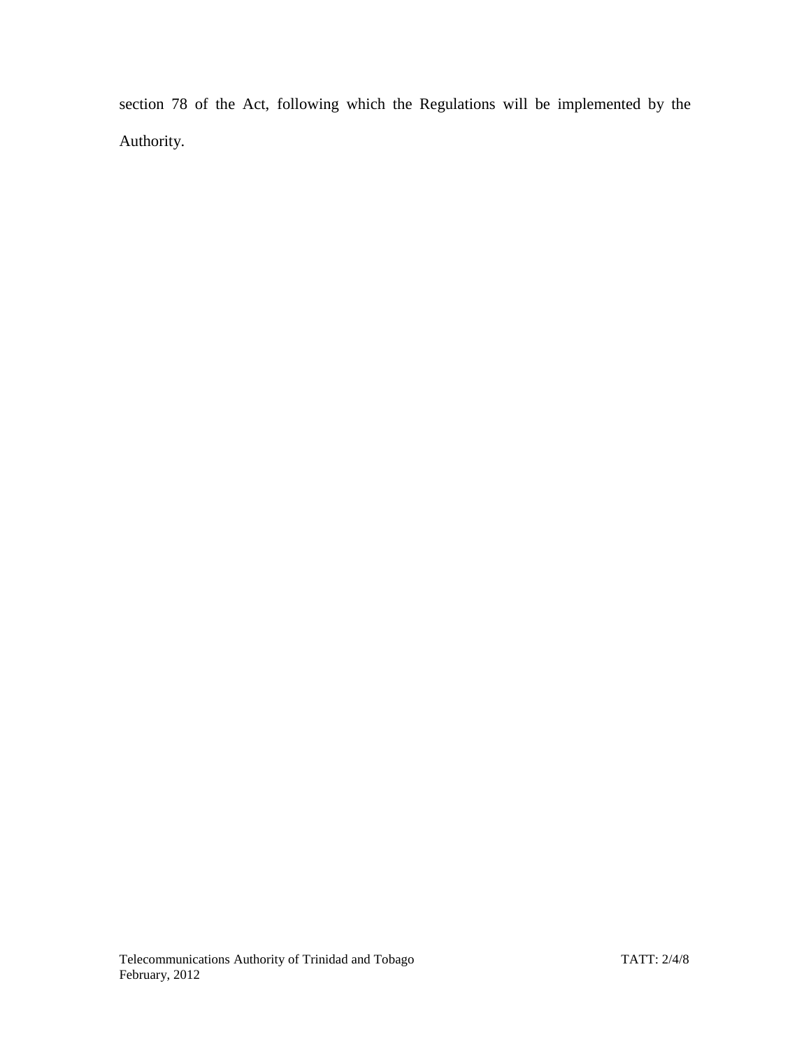section 78 of the Act, following which the Regulations will be implemented by the Authority.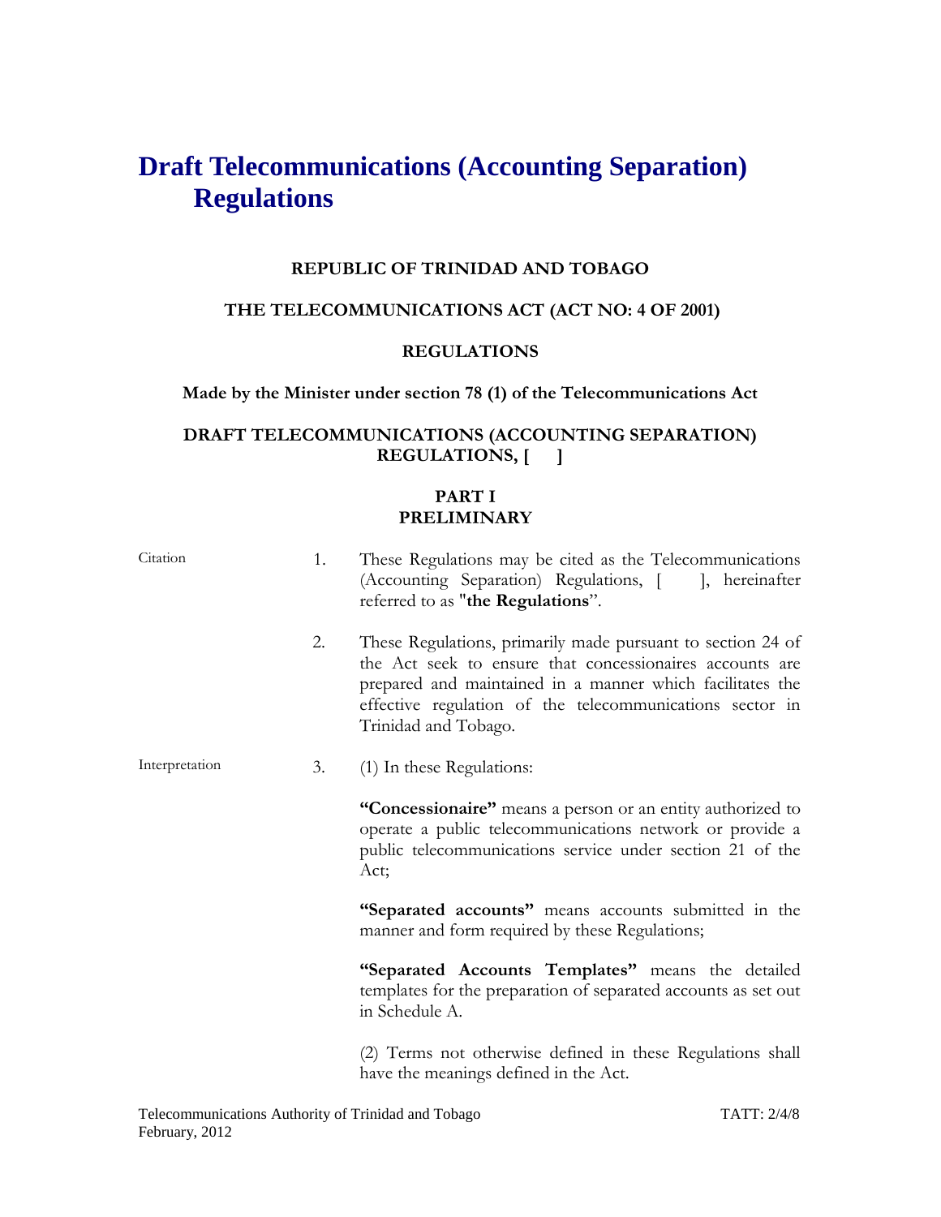# Draft Telecommunications (Accounting Separation) Regulations

**REPUBLIC OF TRINIDAD AND TOBAGO**

**THE TELECOMMUNICATIONS ACT (ACT NO: 4 OF 2001)**

**REGULATIONS**

**Made by the Minister under section 78 (1) of the Telecommunications Act**

**DRAFT TELECOMMUNICATIONS (ACCOUNTING SEPARATION) REGULATIONS, [ ]**

## PART I
## PRELIMINARY

Citation

1. These Regulations may be cited as the Telecommunications (Accounting Separation) Regulations, [ ], hereinafter referred to as "**the Regulations**".

2. These Regulations, primarily made pursuant to section 24 of the Act seek to ensure that concessionaires accounts are prepared and maintained in a manner which facilitates the effective regulation of the telecommunications sector in Trinidad and Tobago.

Interpretation

3. (1) In these Regulations:

**"Concessionaire"** means a person or an entity authorized to operate a public telecommunications network or provide a public telecommunications service under section 21 of the Act;

**"Separated accounts"** means accounts submitted in the manner and form required by these Regulations;

**"Separated Accounts Templates"** means the detailed templates for the preparation of separated accounts as set out in Schedule A.

(2) Terms not otherwise defined in these Regulations shall have the meanings defined in the Act.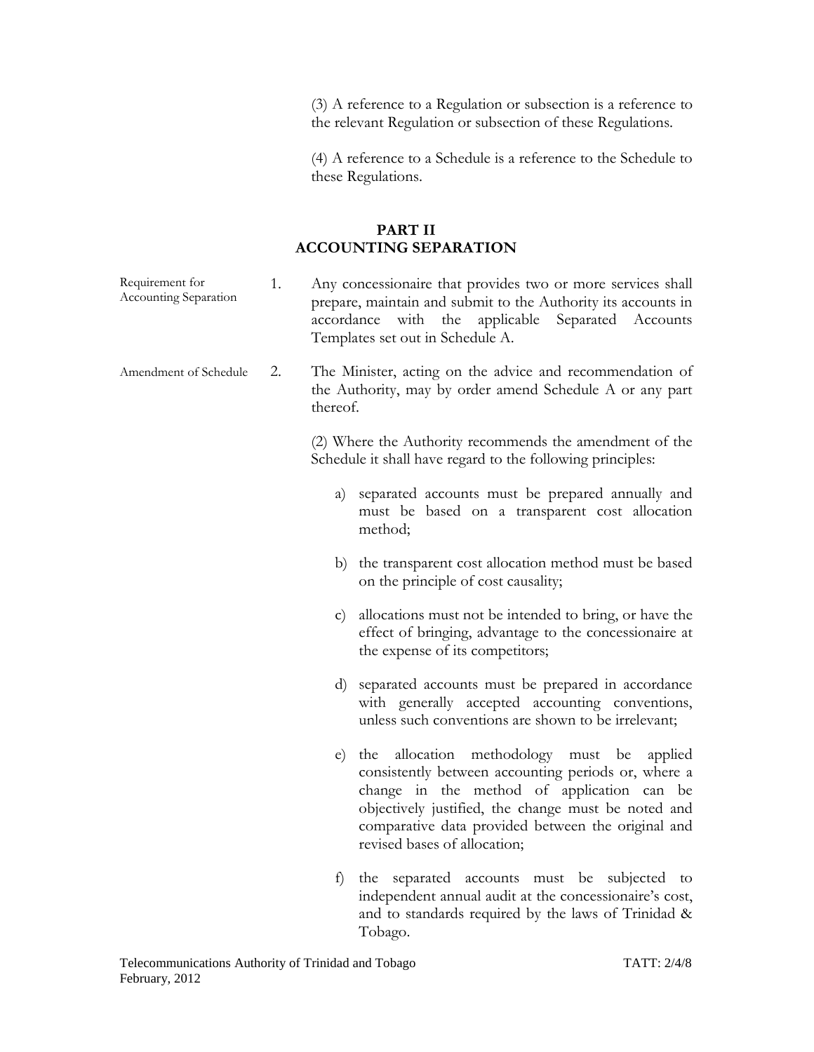(3) A reference to a Regulation or subsection is a reference to the relevant Regulation or subsection of these Regulations.

(4) A reference to a Schedule is a reference to the Schedule to these Regulations.

## PART II
## ACCOUNTING SEPARATION

Requirement for Accounting Separation

1. Any concessionaire that provides two or more services shall prepare, maintain and submit to the Authority its accounts in accordance with the applicable Separated Accounts Templates set out in Schedule A.

Amendment of Schedule

2. The Minister, acting on the advice and recommendation of the Authority, may by order amend Schedule A or any part thereof.

(2) Where the Authority recommends the amendment of the Schedule it shall have regard to the following principles:

a) separated accounts must be prepared annually and must be based on a transparent cost allocation method;

b) the transparent cost allocation method must be based on the principle of cost causality;

c) allocations must not be intended to bring, or have the effect of bringing, advantage to the concessionaire at the expense of its competitors;

d) separated accounts must be prepared in accordance with generally accepted accounting conventions, unless such conventions are shown to be irrelevant;

e) the allocation methodology must be applied consistently between accounting periods or, where a change in the method of application can be objectively justified, the change must be noted and comparative data provided between the original and revised bases of allocation;

f) the separated accounts must be subjected to independent annual audit at the concessionaire's cost, and to standards required by the laws of Trinidad & Tobago.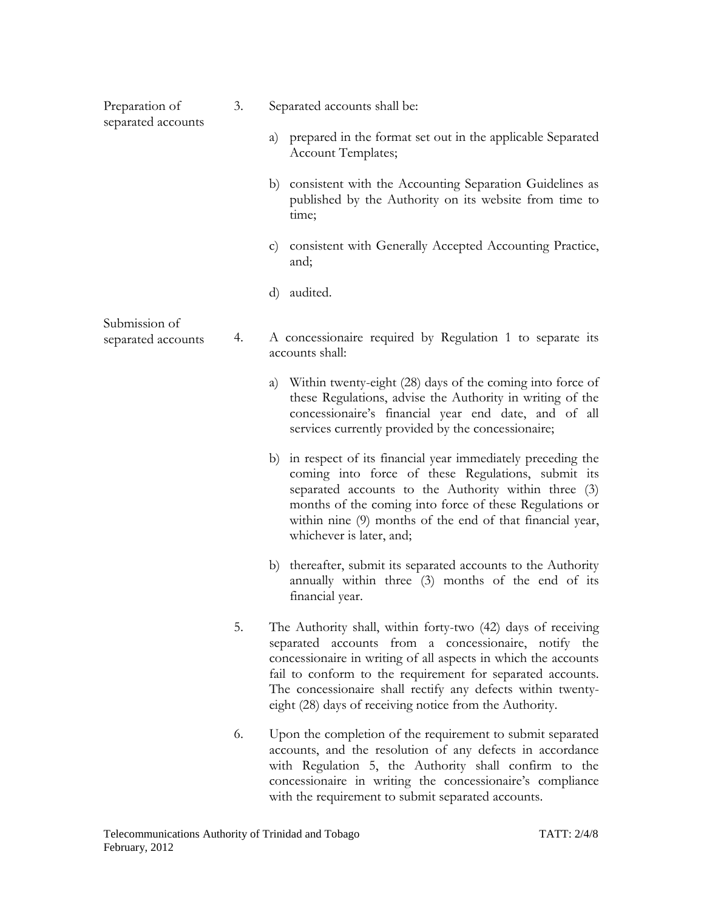**Preparation of separated accounts**

3. Separated accounts shall be:

   a) prepared in the format set out in the applicable Separated Account Templates;

   b) consistent with the Accounting Separation Guidelines as published by the Authority on its website from time to time;

   c) consistent with Generally Accepted Accounting Practice, and;

   d) audited.

**Submission of separated accounts**

4. A concessionaire required by Regulation 1 to separate its accounts shall:

   a) Within twenty-eight (28) days of the coming into force of these Regulations, advise the Authority in writing of the concessionaire's financial year end date, and of all services currently provided by the concessionaire;

   b) in respect of its financial year immediately preceding the coming into force of these Regulations, submit its separated accounts to the Authority within three (3) months of the coming into force of these Regulations or within nine (9) months of the end of that financial year, whichever is later, and;

   b) thereafter, submit its separated accounts to the Authority annually within three (3) months of the end of its financial year.

5. The Authority shall, within forty-two (42) days of receiving separated accounts from a concessionaire, notify the concessionaire in writing of all aspects in which the accounts fail to conform to the requirement for separated accounts. The concessionaire shall rectify any defects within twenty-eight (28) days of receiving notice from the Authority.

6. Upon the completion of the requirement to submit separated accounts, and the resolution of any defects in accordance with Regulation 5, the Authority shall confirm to the concessionaire in writing the concessionaire's compliance with the requirement to submit separated accounts.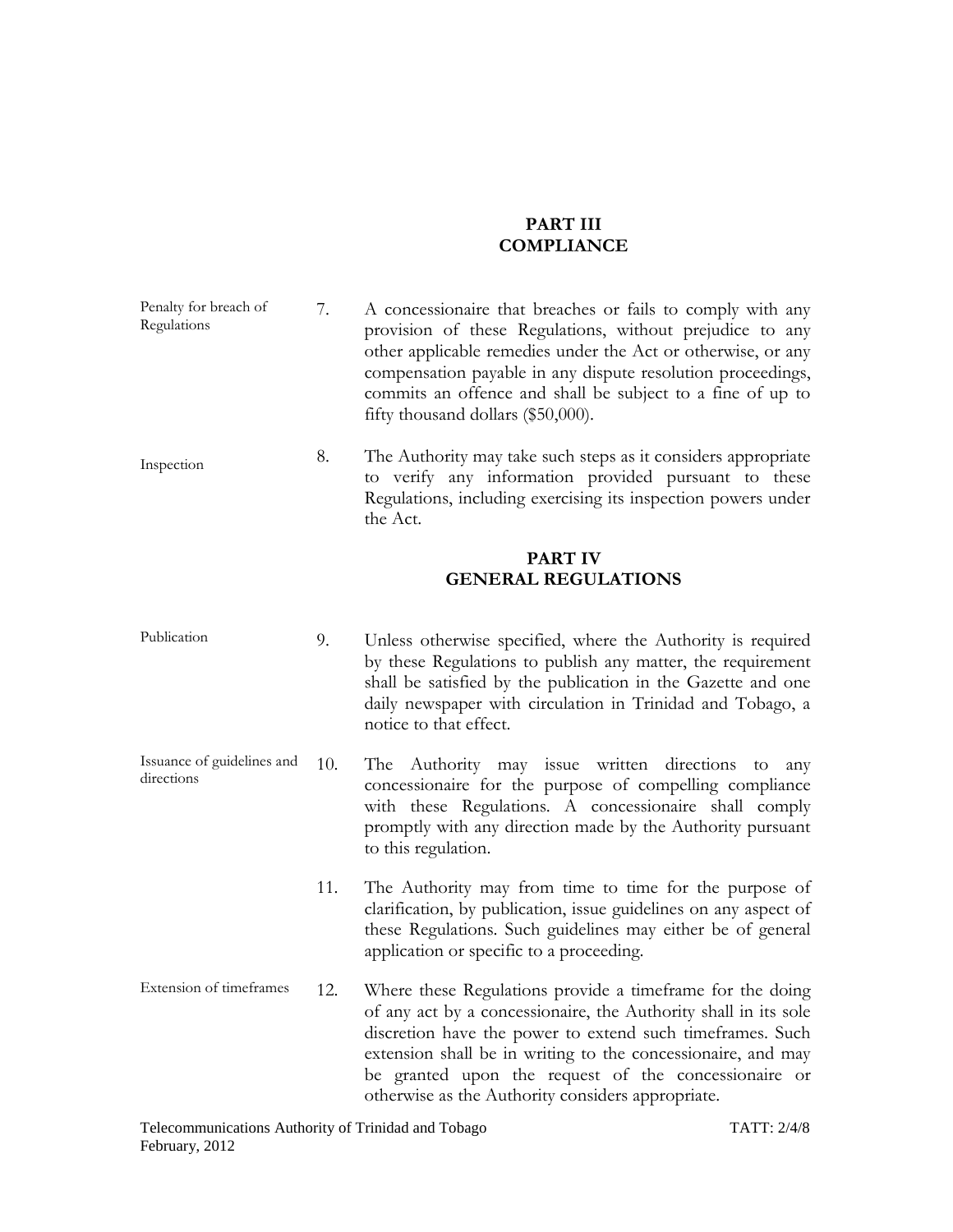## PART III
## COMPLIANCE

Penalty for breach of Regulations

7. A concessionaire that breaches or fails to comply with any provision of these Regulations, without prejudice to any other applicable remedies under the Act or otherwise, or any compensation payable in any dispute resolution proceedings, commits an offence and shall be subject to a fine of up to fifty thousand dollars ($50,000).

Inspection

8. The Authority may take such steps as it considers appropriate to verify any information provided pursuant to these Regulations, including exercising its inspection powers under the Act.

## PART IV
## GENERAL REGULATIONS

Publication

9. Unless otherwise specified, where the Authority is required by these Regulations to publish any matter, the requirement shall be satisfied by the publication in the Gazette and one daily newspaper with circulation in Trinidad and Tobago, a notice to that effect.

Issuance of guidelines and directions

10. The Authority may issue written directions to any concessionaire for the purpose of compelling compliance with these Regulations. A concessionaire shall comply promptly with any direction made by the Authority pursuant to this regulation.

11. The Authority may from time to time for the purpose of clarification, by publication, issue guidelines on any aspect of these Regulations. Such guidelines may either be of general application or specific to a proceeding.

Extension of timeframes

12. Where these Regulations provide a timeframe for the doing of any act by a concessionaire, the Authority shall in its sole discretion have the power to extend such timeframes. Such extension shall be in writing to the concessionaire, and may be granted upon the request of the concessionaire or otherwise as the Authority considers appropriate.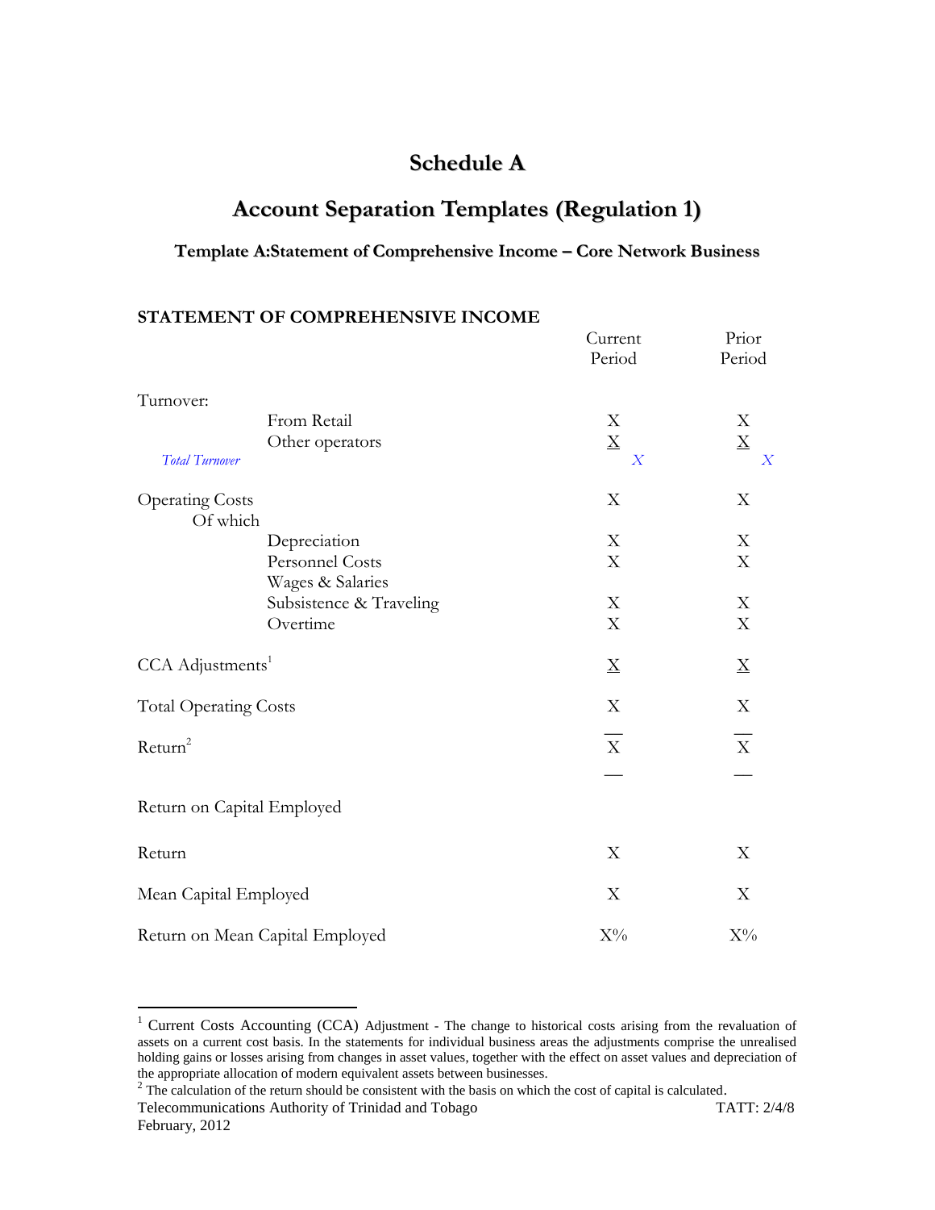# Schedule A

## Account Separation Templates (Regulation 1)

### Template A:Statement of Comprehensive Income – Core Network Business

**STATEMENT OF COMPREHENSIVE INCOME**

| | | Current Period | Prior Period |
|---|---|---|---|
| Turnover: | | | |
| | From Retail | X | X |
| | Other operators | X | X |
| *Total Turnover* | | *X* | *X* |
| Operating Costs | | X | X |
| Of which | | | |
| | Depreciation | X | X |
| | Personnel Costs | X | X |
| | Wages & Salaries | | |
| | Subsistence & Traveling | X | X |
| | Overtime | X | X |
| CCA Adjustments[1] | | X | X |
| Total Operating Costs | | X | X |
| Return[2] | | X | X |
| Return on Capital Employed | | | |
| Return | | X | X |
| Mean Capital Employed | | X | X |
| Return on Mean Capital Employed | | X% | X% |

[1] Current Costs Accounting (CCA) Adjustment - The change to historical costs arising from the revaluation of assets on a current cost basis. In the statements for individual business areas the adjustments comprise the unrealised holding gains or losses arising from changes in asset values, together with the effect on asset values and depreciation of the appropriate allocation of modern equivalent assets between businesses.

[2] The calculation of the return should be consistent with the basis on which the cost of capital is calculated.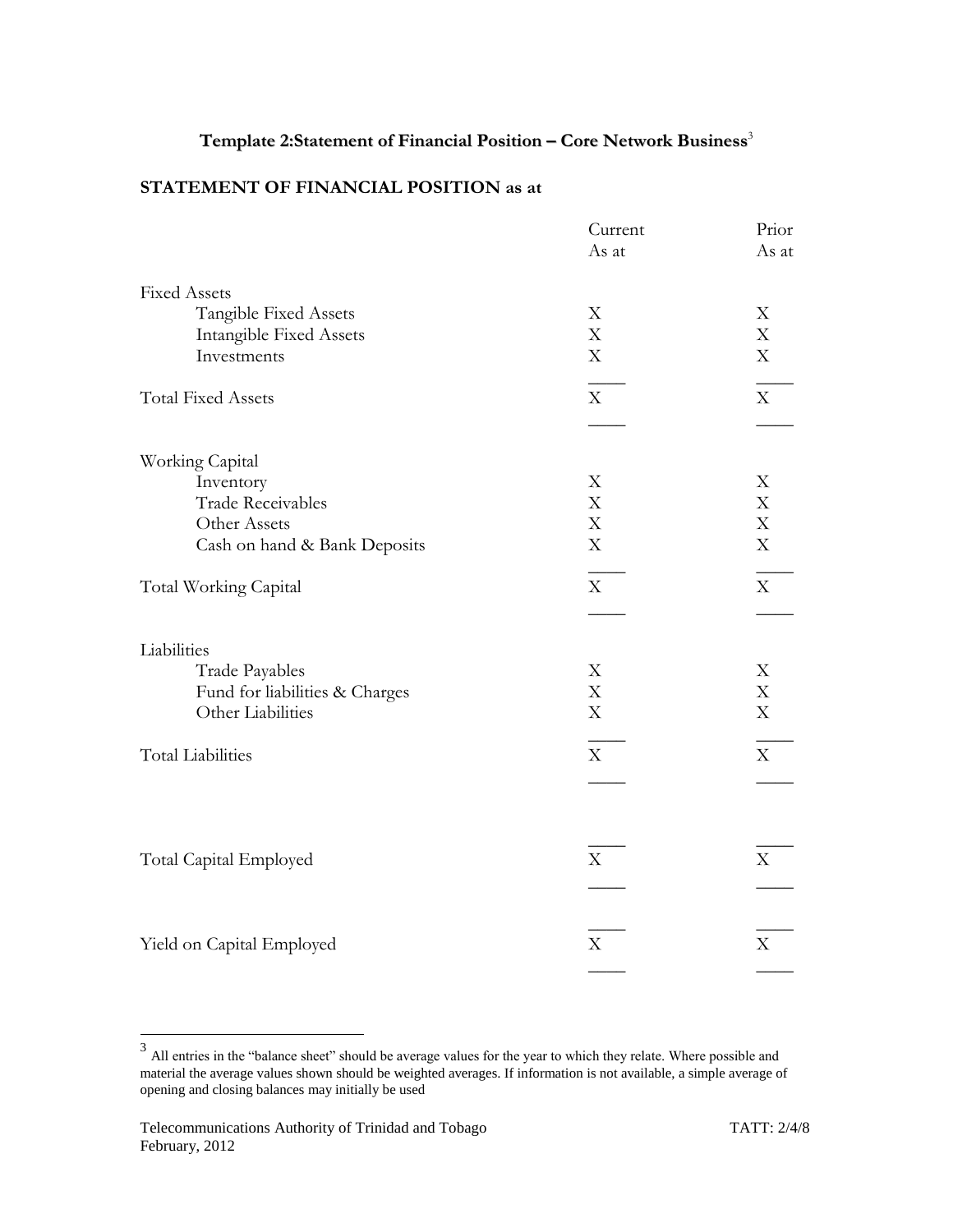## Template 2:Statement of Financial Position – Core Network Business[3]

**STATEMENT OF FINANCIAL POSITION as at**

| | Current As at | Prior As at |
|---|---|---|
| Fixed Assets | | |
| Tangible Fixed Assets | X | X |
| Intangible Fixed Assets | X | X |
| Investments | X | X |
| Total Fixed Assets | X | X |
| Working Capital | | |
| Inventory | X | X |
| Trade Receivables | X | X |
| Other Assets | X | X |
| Cash on hand & Bank Deposits | X | X |
| Total Working Capital | X | X |
| Liabilities | | |
| Trade Payables | X | X |
| Fund for liabilities & Charges | X | X |
| Other Liabilities | X | X |
| Total Liabilities | X | X |
| Total Capital Employed | X | X |
| Yield on Capital Employed | X | X |

[3] All entries in the "balance sheet" should be average values for the year to which they relate. Where possible and material the average values shown should be weighted averages. If information is not available, a simple average of opening and closing balances may initially be used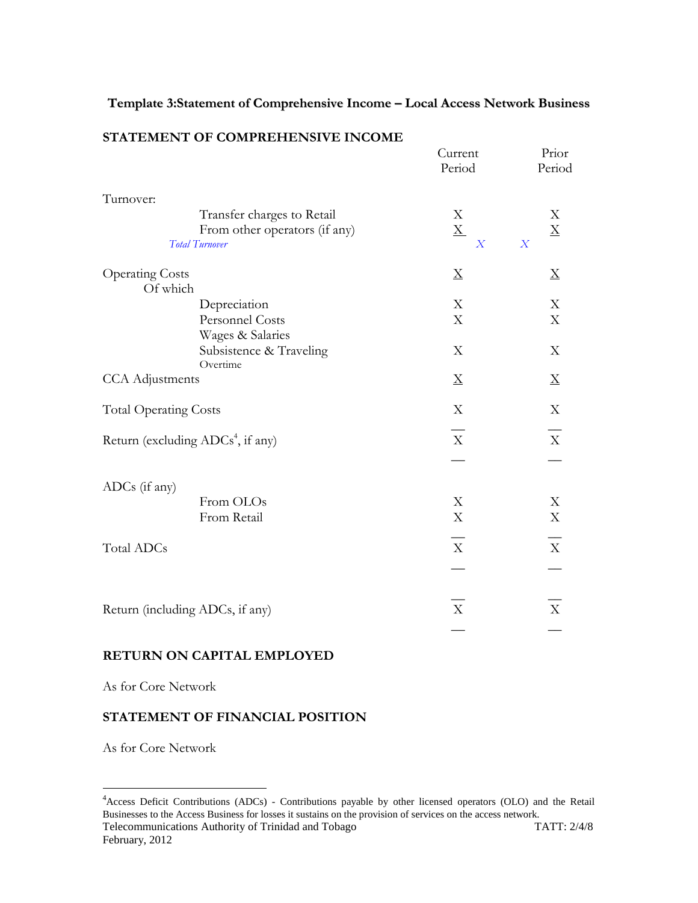**Template 3:Statement of Comprehensive Income – Local Access Network Business**

**STATEMENT OF COMPREHENSIVE INCOME**

| | Current Period | Prior Period |
|---|---|---|
| Turnover: | | |
| Transfer charges to Retail | X | X |
| From other operators (if any) | X | X |
| *Total Turnover* | *X* | *X* |
| Operating Costs | X | X |
| Of which | | |
| Depreciation | X | X |
| Personnel Costs | X | X |
| Wages & Salaries | | |
| Subsistence & Traveling | X | X |
| Overtime | | |
| CCA Adjustments | X | X |
| Total Operating Costs | X | X |
| Return (excluding ADCs[4], if any) | X | X |
| ADCs (if any) | | |
| From OLOs | X | X |
| From Retail | X | X |
| Total ADCs | X | X |
| Return (including ADCs, if any) | X | X |

**RETURN ON CAPITAL EMPLOYED**

As for Core Network

**STATEMENT OF FINANCIAL POSITION**

As for Core Network

[4]Access Deficit Contributions (ADCs) - Contributions payable by other licensed operators (OLO) and the Retail Businesses to the Access Business for losses it sustains on the provision of services on the access network.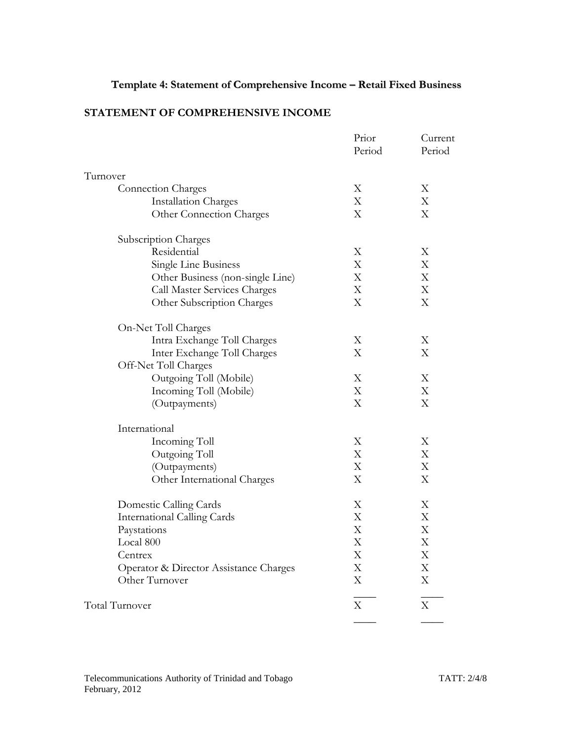### Template 4: Statement of Comprehensive Income – Retail Fixed Business

**STATEMENT OF COMPREHENSIVE INCOME**

| | Prior Period | Current Period |
|---|---|---|
| Turnover | | |
| Connection Charges | X | X |
| Installation Charges | X | X |
| Other Connection Charges | X | X |
| | | |
| Subscription Charges | | |
| Residential | X | X |
| Single Line Business | X | X |
| Other Business (non-single Line) | X | X |
| Call Master Services Charges | X | X |
| Other Subscription Charges | X | X |
| | | |
| On-Net Toll Charges | | |
| Intra Exchange Toll Charges | X | X |
| Inter Exchange Toll Charges | X | X |
| Off-Net Toll Charges | | |
| Outgoing Toll (Mobile) | X | X |
| Incoming Toll (Mobile) | X | X |
| (Outpayments) | X | X |
| | | |
| International | | |
| Incoming Toll | X | X |
| Outgoing Toll | X | X |
| (Outpayments) | X | X |
| Other International Charges | X | X |
| | | |
| Domestic Calling Cards | X | X |
| International Calling Cards | X | X |
| Paystations | X | X |
| Local 800 | X | X |
| Centrex | X | X |
| Operator & Director Assistance Charges | X | X |
| Other Turnover | X | X |
| | | |
| Total Turnover | X | X |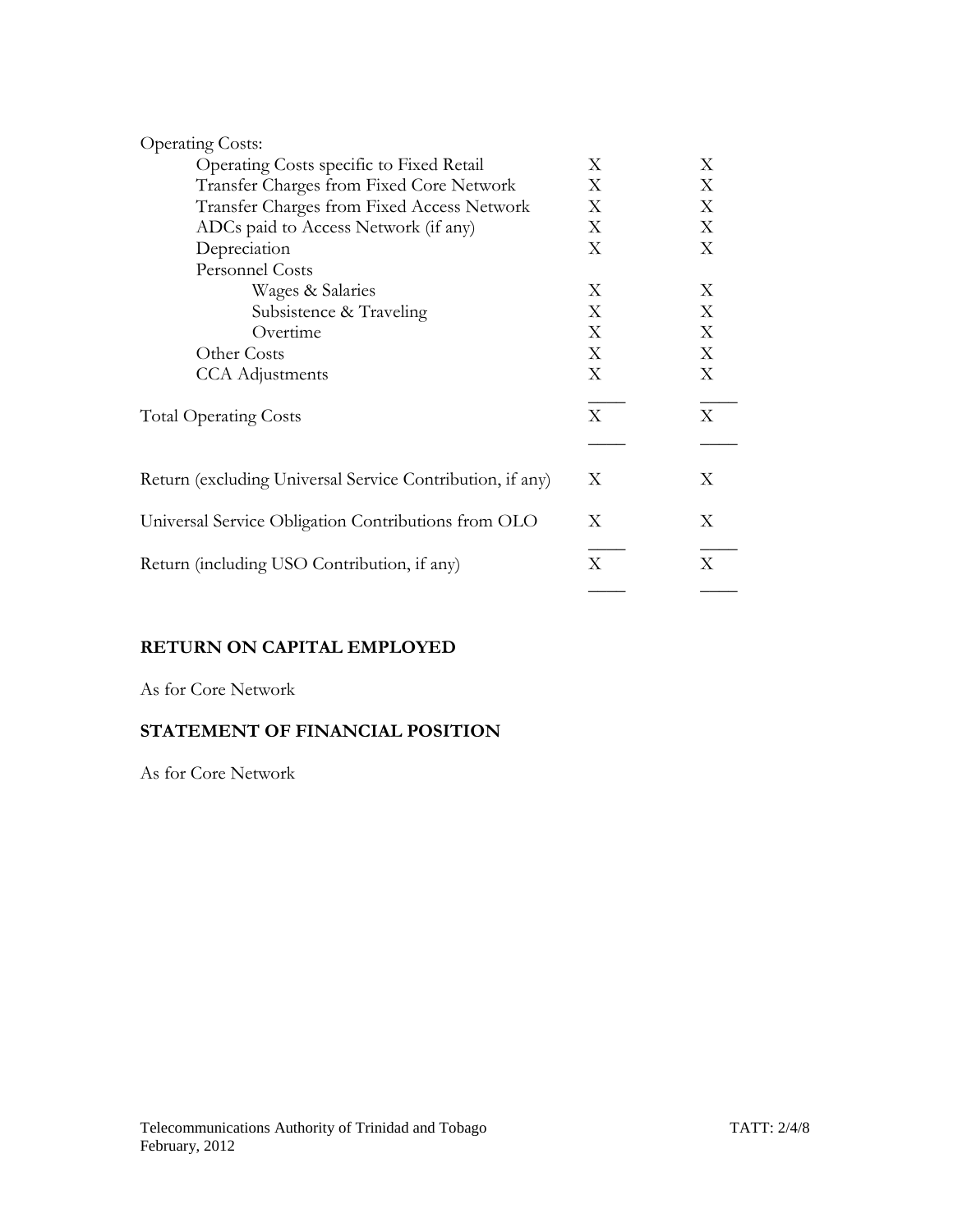| | | |
|---|---|---|
| Operating Costs: | | |
| Operating Costs specific to Fixed Retail | X | X |
| Transfer Charges from Fixed Core Network | X | X |
| Transfer Charges from Fixed Access Network | X | X |
| ADCs paid to Access Network (if any) | X | X |
| Depreciation | X | X |
| Personnel Costs | | |
| Wages & Salaries | X | X |
| Subsistence & Traveling | X | X |
| Overtime | X | X |
| Other Costs | X | X |
| CCA Adjustments | X | X |
| Total Operating Costs | X | X |
| Return (excluding Universal Service Contribution, if any) | X | X |
| Universal Service Obligation Contributions from OLO | X | X |
| Return (including USO Contribution, if any) | X | X |

**RETURN ON CAPITAL EMPLOYED**

As for Core Network

**STATEMENT OF FINANCIAL POSITION**

As for Core Network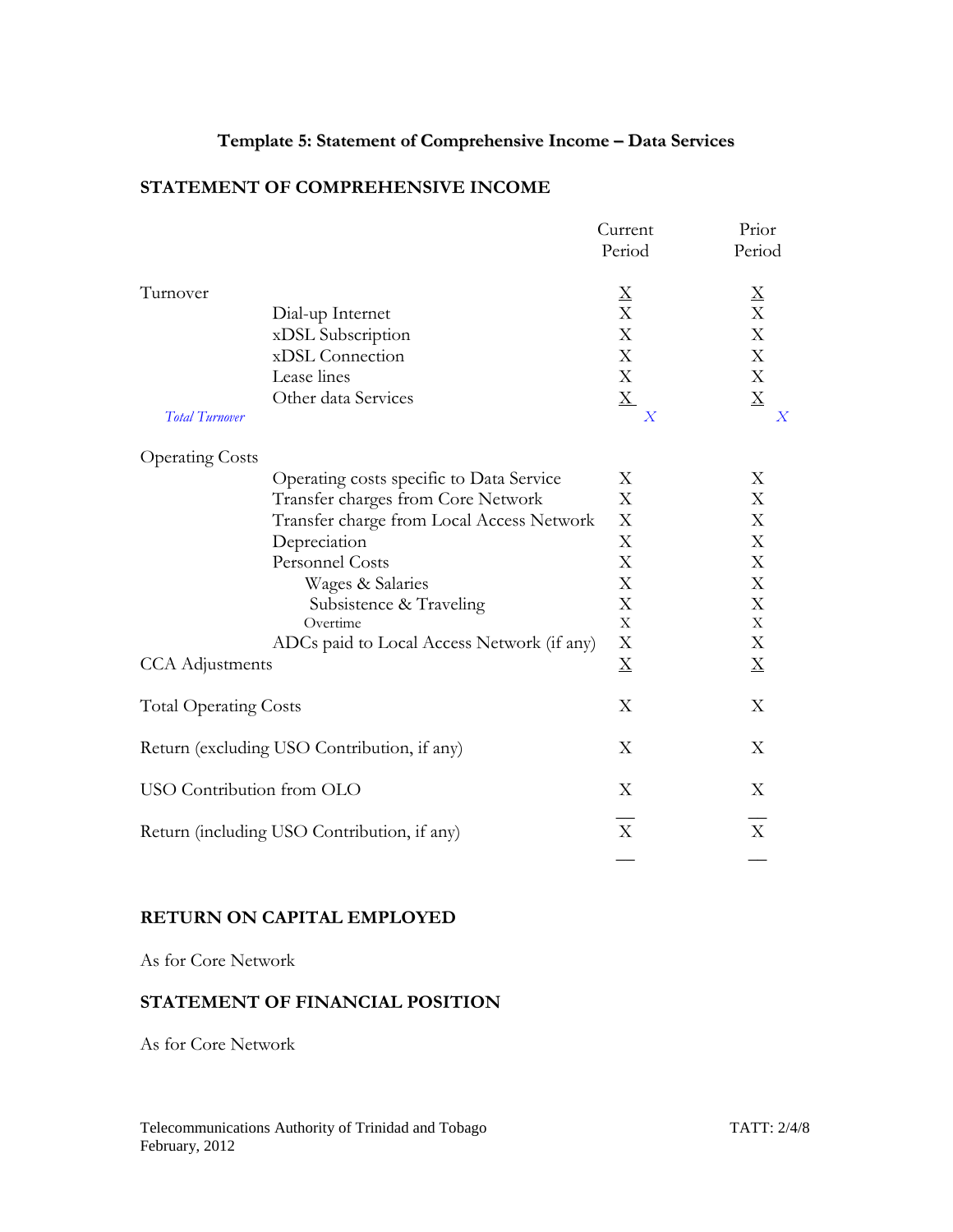### Template 5: Statement of Comprehensive Income – Data Services

**STATEMENT OF COMPREHENSIVE INCOME**

| | | Current Period | Prior Period |
|---|---|---|---|
| Turnover | | X | X |
| | Dial-up Internet | X | X |
| | xDSL Subscription | X | X |
| | xDSL Connection | X | X |
| | Lease lines | X | X |
| | Other data Services | X | X |
| *Total Turnover* | | *X* | *X* |
| Operating Costs | | | |
| | Operating costs specific to Data Service | X | X |
| | Transfer charges from Core Network | X | X |
| | Transfer charge from Local Access Network | X | X |
| | Depreciation | X | X |
| | Personnel Costs | X | X |
| | Wages & Salaries | X | X |
| | Subsistence & Traveling | X | X |
| | Overtime | X | X |
| | ADCs paid to Local Access Network (if any) | X | X |
| CCA Adjustments | | X | X |
| Total Operating Costs | | X | X |
| Return (excluding USO Contribution, if any) | | X | X |
| USO Contribution from OLO | | X | X |
| Return (including USO Contribution, if any) | | X | X |

**RETURN ON CAPITAL EMPLOYED**

As for Core Network

**STATEMENT OF FINANCIAL POSITION**

As for Core Network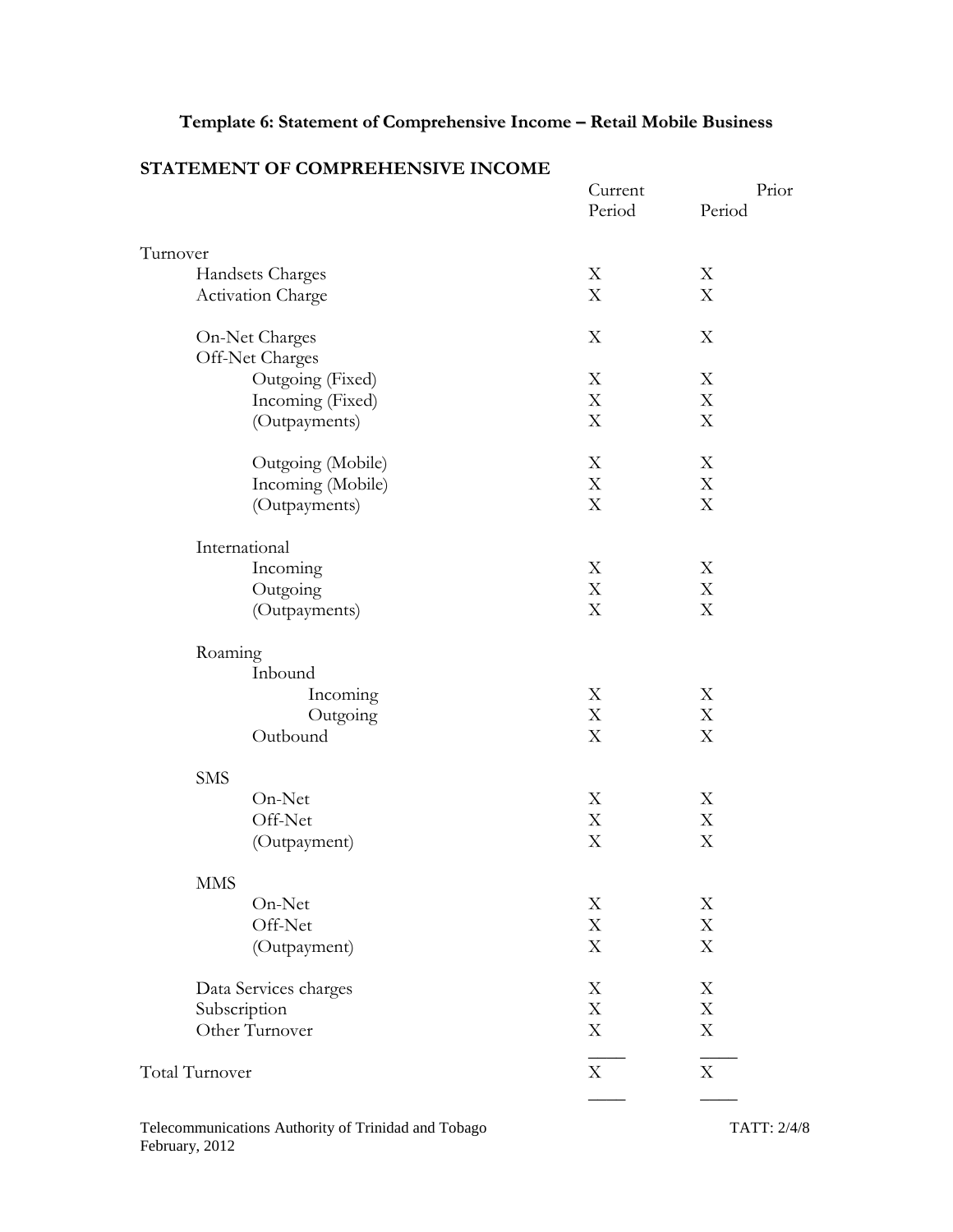## Template 6: Statement of Comprehensive Income – Retail Mobile Business

**STATEMENT OF COMPREHENSIVE INCOME**

| | Current Period | Prior Period |
|---|---|---|
| Turnover | | |
| Handsets Charges | X | X |
| Activation Charge | X | X |
| | | |
| On-Net Charges | X | X |
| Off-Net Charges | | |
| Outgoing (Fixed) | X | X |
| Incoming (Fixed) | X | X |
| (Outpayments) | X | X |
| | | |
| Outgoing (Mobile) | X | X |
| Incoming (Mobile) | X | X |
| (Outpayments) | X | X |
| | | |
| International | | |
| Incoming | X | X |
| Outgoing | X | X |
| (Outpayments) | X | X |
| | | |
| Roaming | | |
| Inbound | | |
| Incoming | X | X |
| Outgoing | X | X |
| Outbound | X | X |
| | | |
| SMS | | |
| On-Net | X | X |
| Off-Net | X | X |
| (Outpayment) | X | X |
| | | |
| MMS | | |
| On-Net | X | X |
| Off-Net | X | X |
| (Outpayment) | X | X |
| | | |
| Data Services charges | X | X |
| Subscription | X | X |
| Other Turnover | X | X |
| | | |
| Total Turnover | X | X |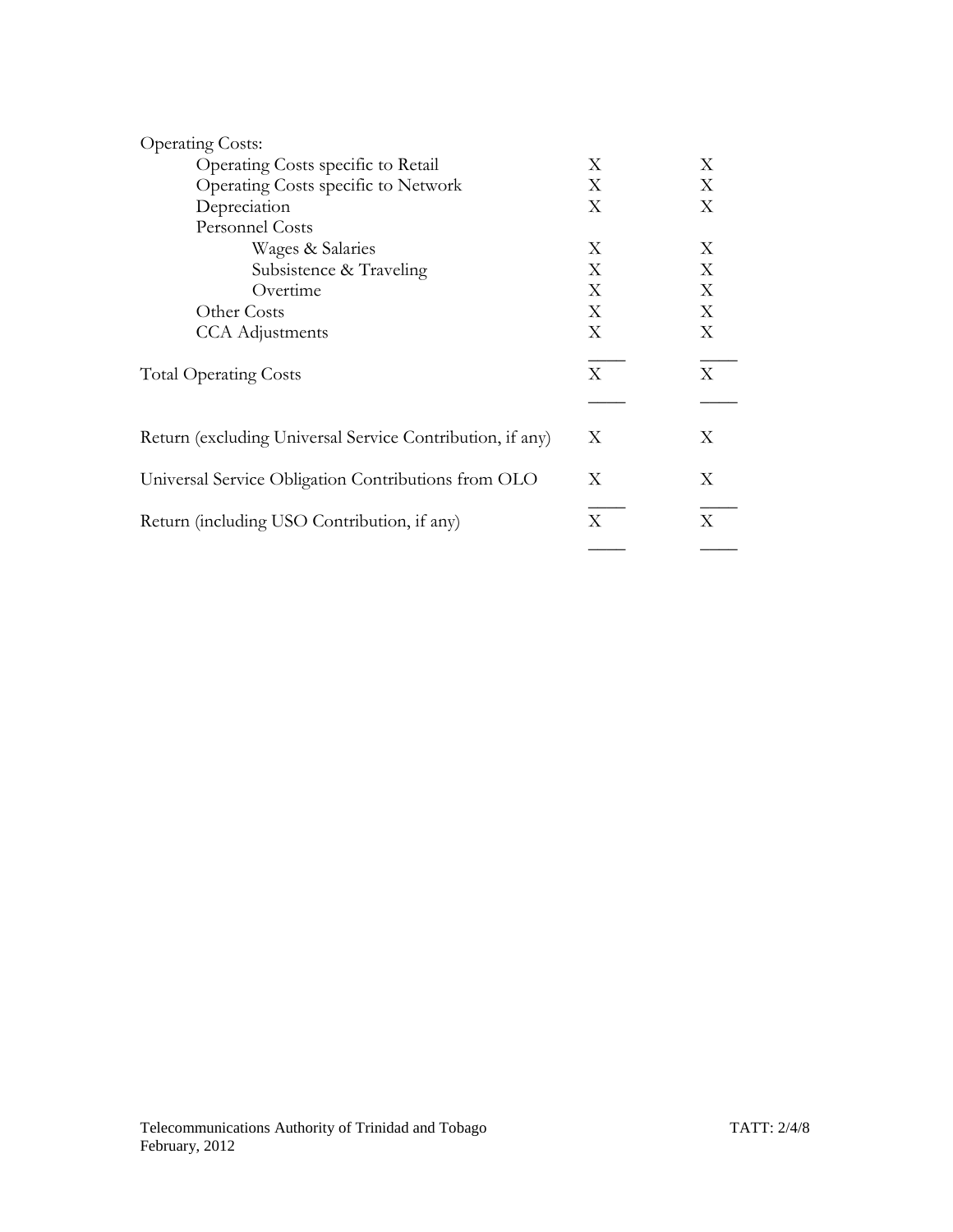| | | |
|---|---|---|
| Operating Costs: | | |
| Operating Costs specific to Retail | X | X |
| Operating Costs specific to Network | X | X |
| Depreciation | X | X |
| Personnel Costs | | |
| Wages & Salaries | X | X |
| Subsistence & Traveling | X | X |
| Overtime | X | X |
| Other Costs | X | X |
| CCA Adjustments | X | X |
| Total Operating Costs | X | X |
| Return (excluding Universal Service Contribution, if any) | X | X |
| Universal Service Obligation Contributions from OLO | X | X |
| Return (including USO Contribution, if any) | X | X |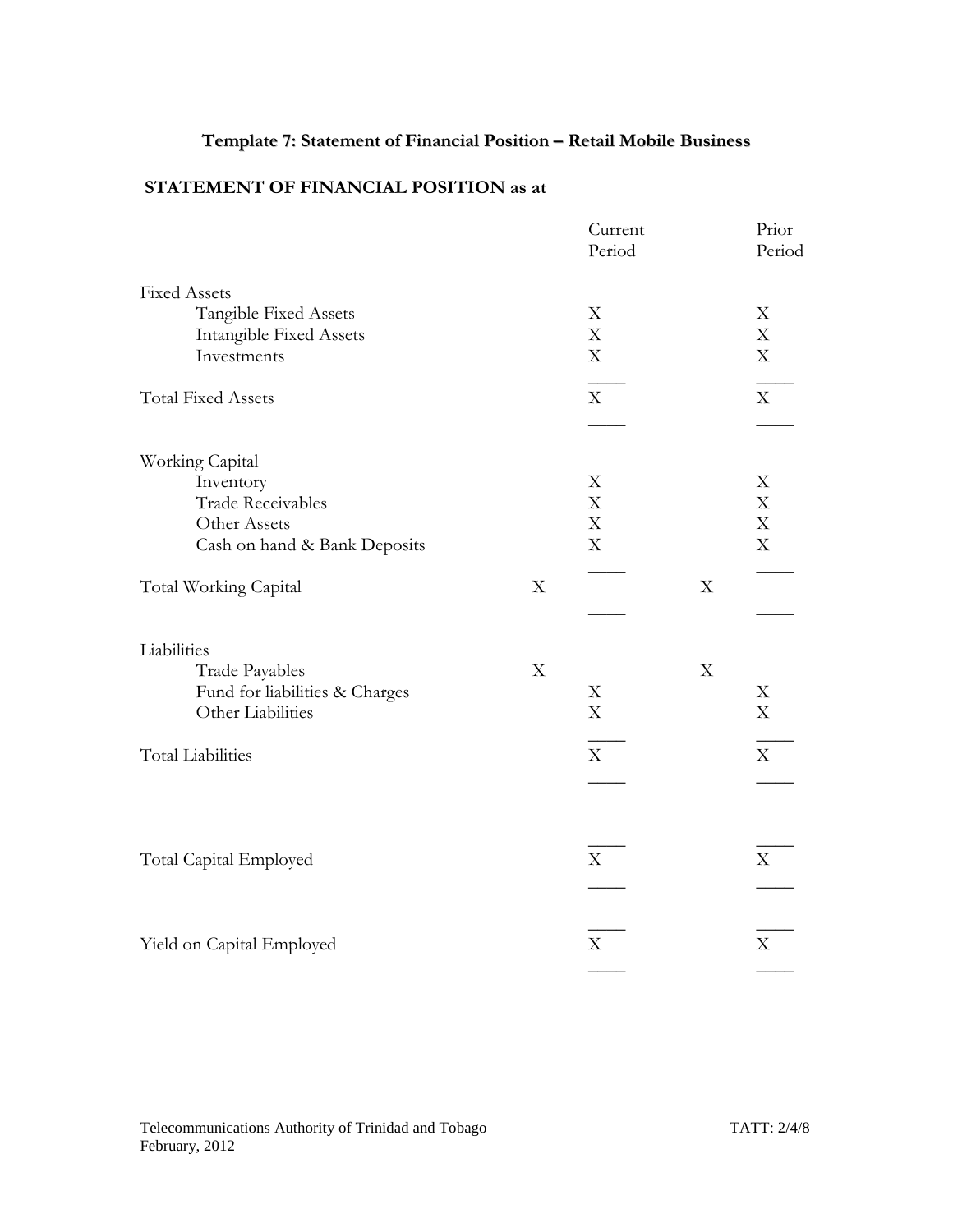**Template 7: Statement of Financial Position – Retail Mobile Business**

**STATEMENT OF FINANCIAL POSITION as at**

| | | Current Period | | Prior Period |
|---|---|---|---|---|
| Fixed Assets | | | | |
| Tangible Fixed Assets | | X | | X |
| Intangible Fixed Assets | | X | | X |
| Investments | | X | | X |
| Total Fixed Assets | | X | | X |
| Working Capital | | | | |
| Inventory | | X | | X |
| Trade Receivables | | X | | X |
| Other Assets | | X | | X |
| Cash on hand & Bank Deposits | | X | | X |
| Total Working Capital | X | | X | |
| Liabilities | | | | |
| Trade Payables | X | | X | |
| Fund for liabilities & Charges | | X | | X |
| Other Liabilities | | X | | X |
| Total Liabilities | | X | | X |
| Total Capital Employed | | X | | X |
| Yield on Capital Employed | | X | | X |

Telecommunications Authority of Trinidad and Tobago
February, 2012

TATT: 2/4/8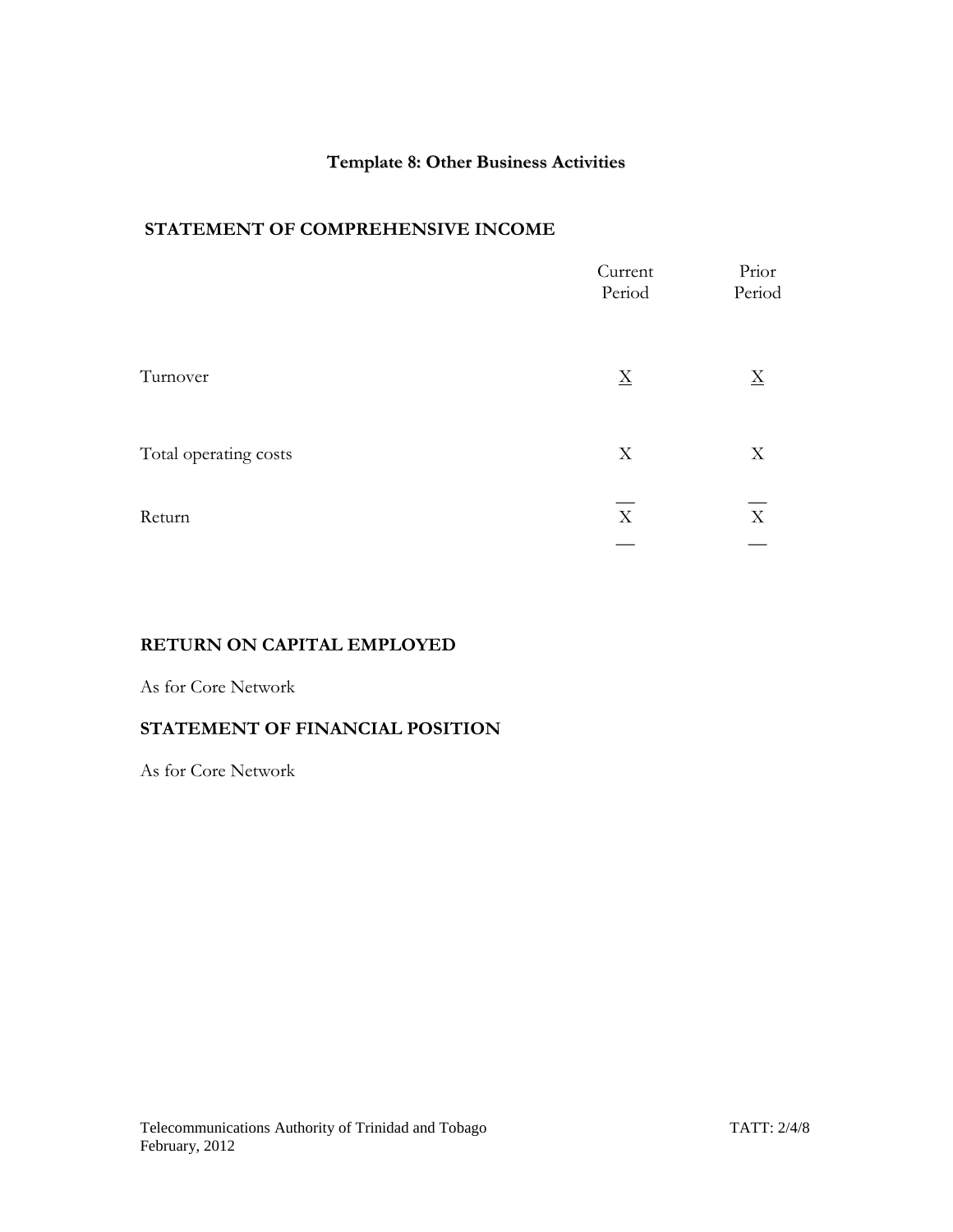# Template 8: Other Business Activities

## STATEMENT OF COMPREHENSIVE INCOME

| | Current Period | Prior Period |
|---|---|---|
| Turnover | X | X |
| Total operating costs | X | X |
| Return | X | X |

## RETURN ON CAPITAL EMPLOYED

As for Core Network

## STATEMENT OF FINANCIAL POSITION

As for Core Network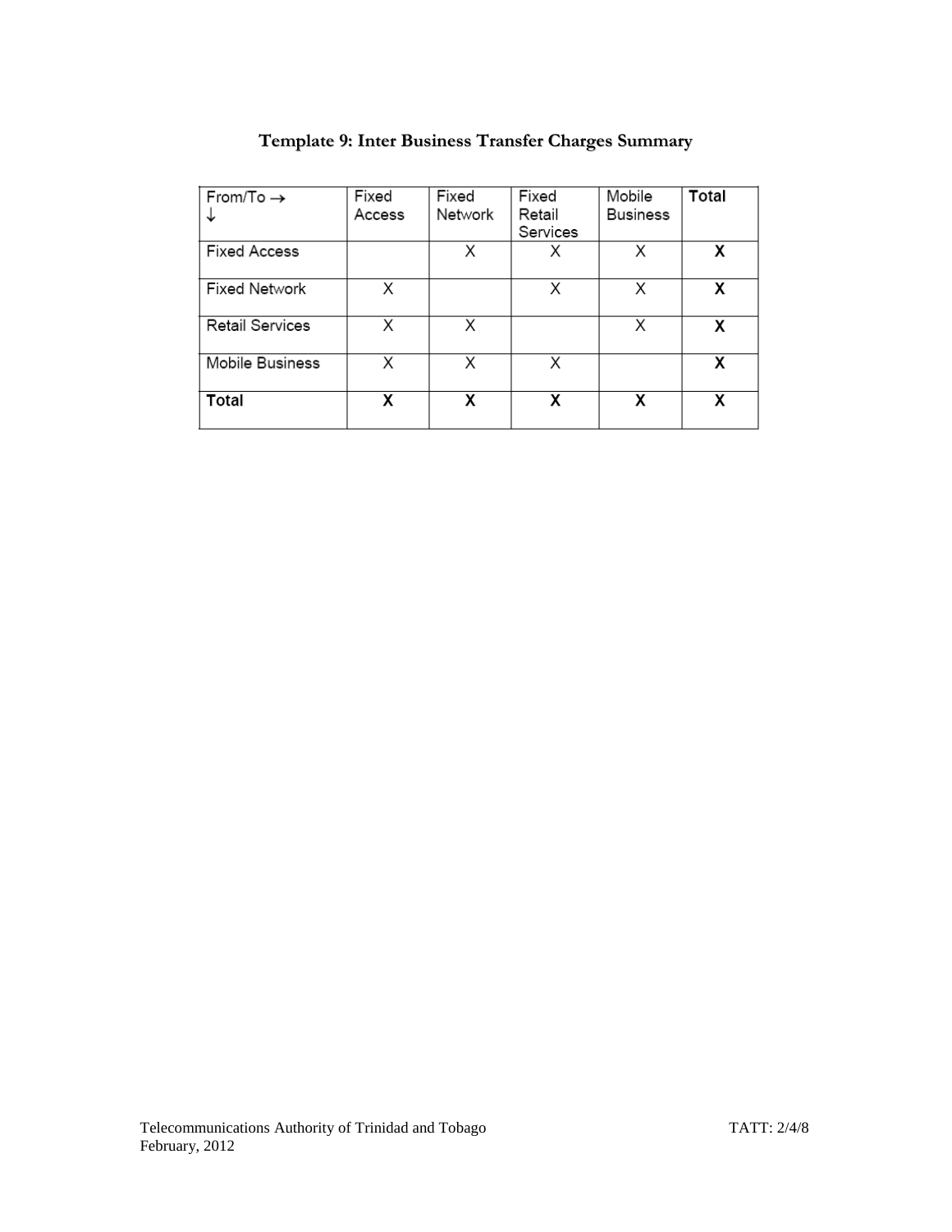## Template 9: Inter Business Transfer Charges Summary

| From/To → ↓ | Fixed Access | Fixed Network | Fixed Retail Services | Mobile Business | **Total** |
|---|---|---|---|---|---|
| Fixed Access | | X | X | X | **X** |
| Fixed Network | X | | X | X | **X** |
| Retail Services | X | X | | X | **X** |
| Mobile Business | X | X | X | | **X** |
| **Total** | **X** | **X** | **X** | **X** | **X** |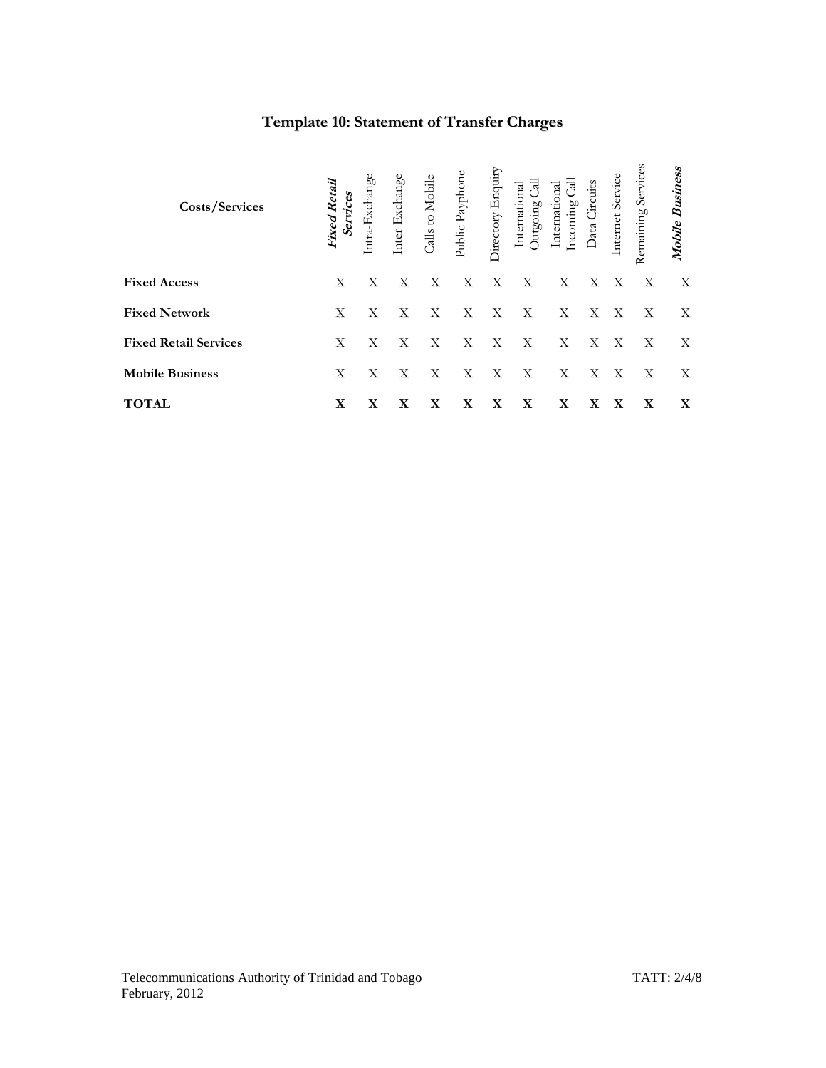# Template 10: Statement of Transfer Charges

| Costs/Services | ***Fixed Retail Services*** | Intra-Exchange | Inter-Exchange | Calls to Mobile | Public Payphone | Directory Enquiry | International Outgoing Call | International Incoming Call | Data Circuits | Internet Service | Remaining Services | ***Mobile Business*** |
|---|---|---|---|---|---|---|---|---|---|---|---|---|
| **Fixed Access** | X | X | X | X | X | X | X | X | X | X | X | X |
| **Fixed Network** | X | X | X | X | X | X | X | X | X | X | X | X |
| **Fixed Retail Services** | X | X | X | X | X | X | X | X | X | X | X | X |
| **Mobile Business** | X | X | X | X | X | X | X | X | X | X | X | X |
| **TOTAL** | **X** | **X** | **X** | **X** | **X** | **X** | **X** | **X** | **X** | **X** | **X** | **X** |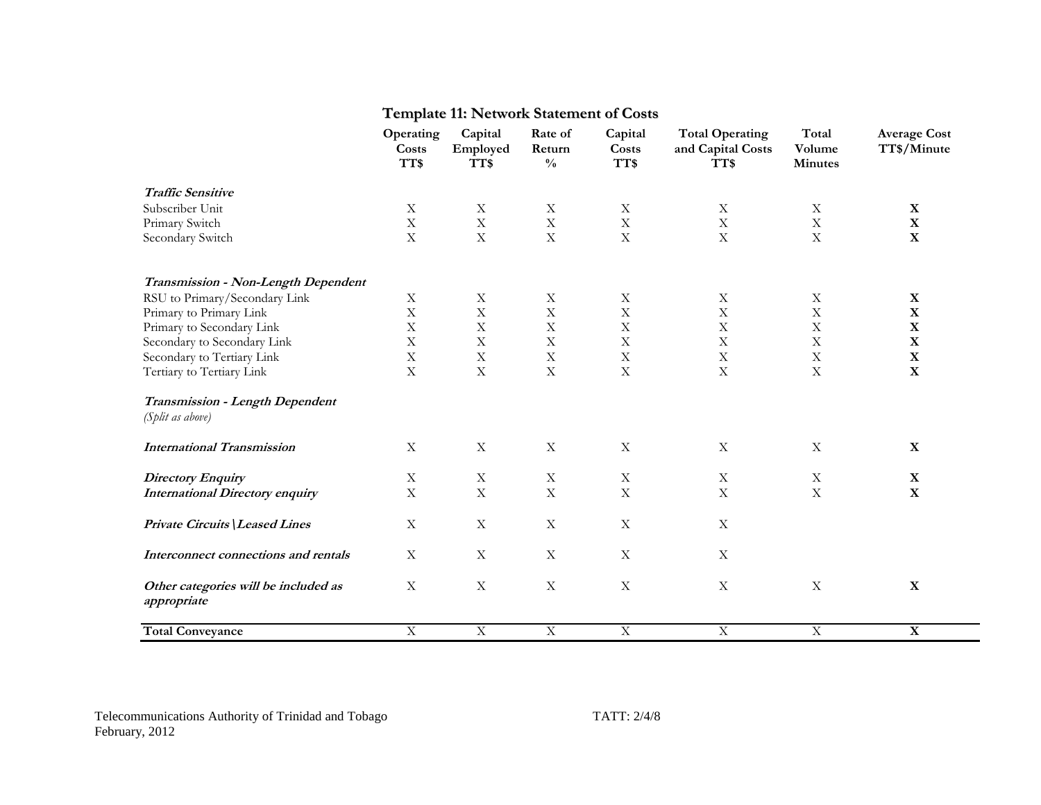## Template 11: Network Statement of Costs

| | Operating Costs TT$ | Capital Employed TT$ | Rate of Return % | Capital Costs TT$ | Total Operating and Capital Costs TT$ | Total Volume Minutes | Average Cost TT$/Minute |
|---|---|---|---|---|---|---|---|
| ***Traffic Sensitive*** | | | | | | | |
| Subscriber Unit | X | X | X | X | X | X | **X** |
| Primary Switch | X | X | X | X | X | X | **X** |
| Secondary Switch | X | X | X | X | X | X | **X** |
| ***Transmission - Non-Length Dependent*** | | | | | | | |
| RSU to Primary/Secondary Link | X | X | X | X | X | X | **X** |
| Primary to Primary Link | X | X | X | X | X | X | **X** |
| Primary to Secondary Link | X | X | X | X | X | X | **X** |
| Secondary to Secondary Link | X | X | X | X | X | X | **X** |
| Secondary to Tertiary Link | X | X | X | X | X | X | **X** |
| Tertiary to Tertiary Link | X | X | X | X | X | X | **X** |
| ***Transmission - Length Dependent*** *(Split as above)* | | | | | | | |
| ***International Transmission*** | X | X | X | X | X | X | **X** |
| ***Directory Enquiry*** | X | X | X | X | X | X | **X** |
| ***International Directory enquiry*** | X | X | X | X | X | X | **X** |
| ***Private Circuits \Leased Lines*** | X | X | X | X | X | | |
| ***Interconnect connections and rentals*** | X | X | X | X | X | | |
| ***Other categories will be included as appropriate*** | X | X | X | X | X | X | **X** |
| **Total Conveyance** | X | X | X | X | X | X | **X** |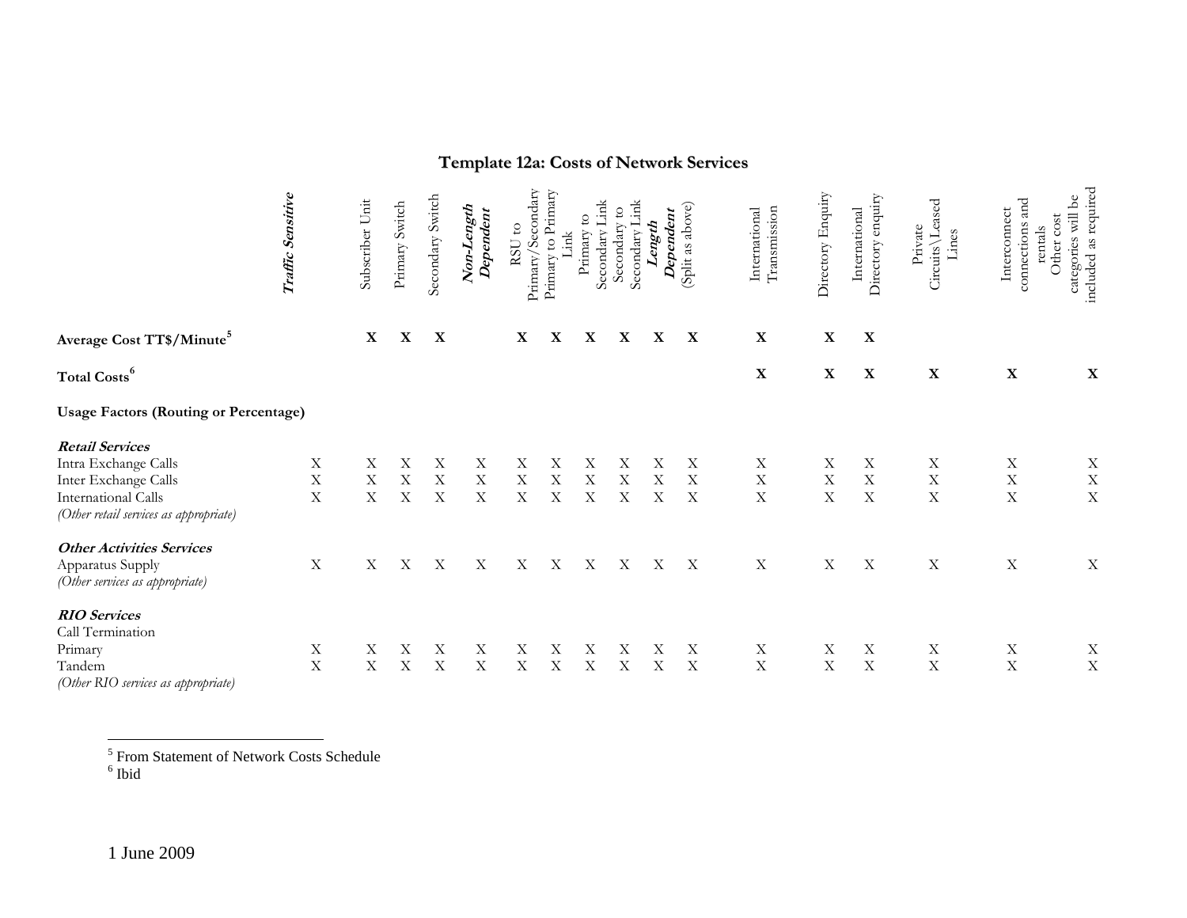# Template 12a: Costs of Network Services

| | *Traffic Sensitive* | Subscriber Unit | Primary Switch | Secondary Switch | ***Non-Length Dependent*** | RSU to Primary/Secondary | Primary to Primary Link | Primary to Secondary Link | Secondary to Secondary Link | ***Length Dependent*** | (Split as above) | International Transmission | Directory Enquiry | International Directory enquiry | Private Circuits\Leased Lines | Interconnect connections and rentals | Other cost categories will be included as required |
|---|---|---|---|---|---|---|---|---|---|---|---|---|---|---|---|---|---|
| **Average Cost TT$/Minute**[5] | | **X** | **X** | **X** | | **X** | **X** | **X** | **X** | **X** | **X** | **X** | **X** | **X** | | | |
| **Total Costs**[6] | | | | | | | | | | | | **X** | **X** | **X** | **X** | **X** | **X** |
| **Usage Factors (Routing or Percentage)** | | | | | | | | | | | | | | | | | |
| ***Retail Services*** | | | | | | | | | | | | | | | | | |
| Intra Exchange Calls | X | X | X | X | X | X | X | X | X | X | X | X | X | X | X | X | X |
| Inter Exchange Calls | X | X | X | X | X | X | X | X | X | X | X | X | X | X | X | X | X |
| International Calls | X | X | X | X | X | X | X | X | X | X | X | X | X | X | X | X | X |
| *(Other retail services as appropriate)* | | | | | | | | | | | | | | | | | |
| ***Other Activities Services*** | | | | | | | | | | | | | | | | | |
| Apparatus Supply | X | X | X | X | X | X | X | X | X | X | X | X | X | X | X | X | X |
| *(Other services as appropriate)* | | | | | | | | | | | | | | | | | |
| ***RIO Services*** | | | | | | | | | | | | | | | | | |
| Call Termination | | | | | | | | | | | | | | | | | |
| Primary | X | X | X | X | X | X | X | X | X | X | X | X | X | X | X | X | X |
| Tandem | X | X | X | X | X | X | X | X | X | X | X | X | X | X | X | X | X |
| *(Other RIO services as appropriate)* | | | | | | | | | | | | | | | | | |

[5] From Statement of Network Costs Schedule
[6] Ibid

1 June 2009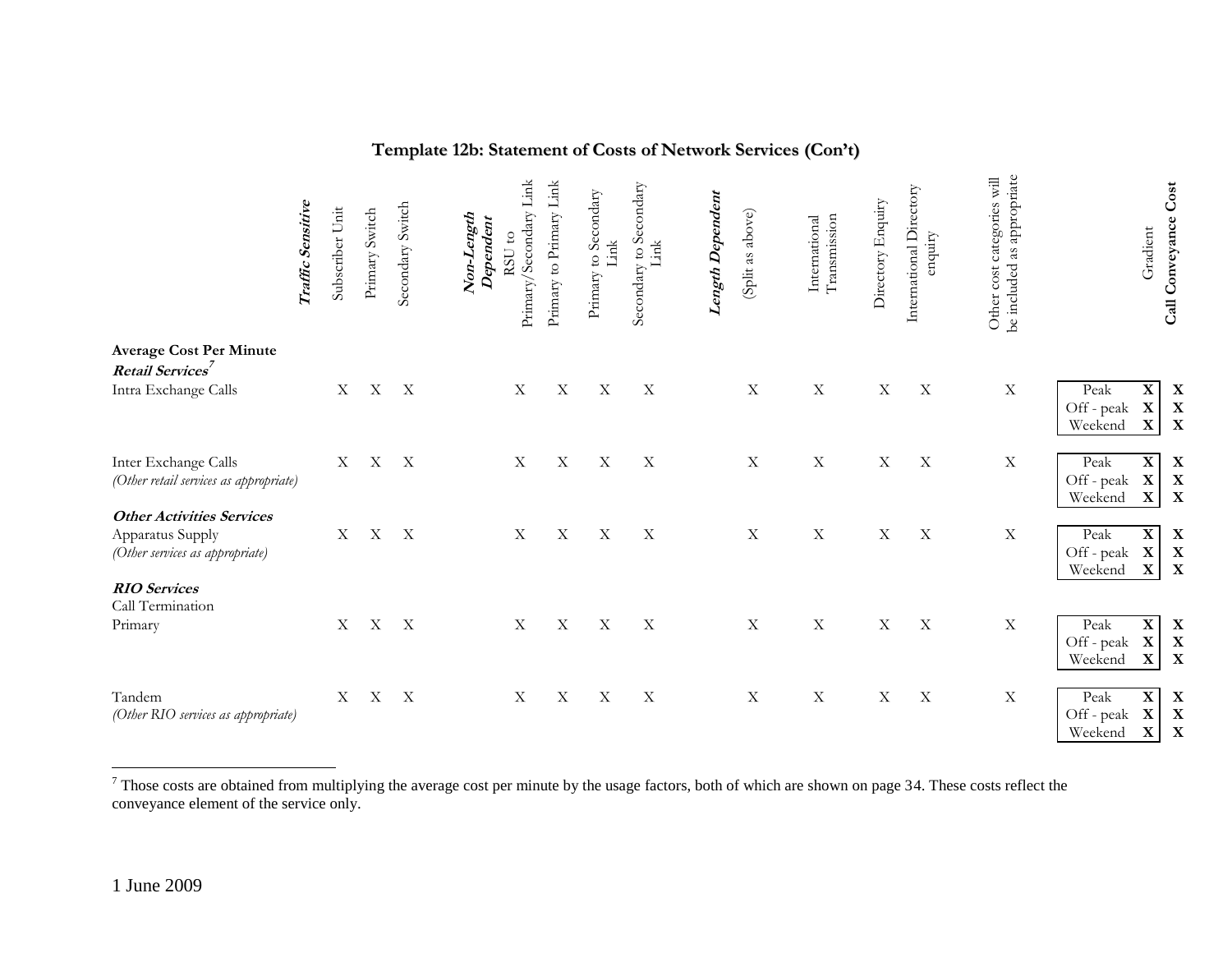## Template 12b: Statement of Costs of Network Services (Con't)

| | ***Traffic Sensitive*** | Subscriber Unit | Primary Switch | Secondary Switch | ***Non-Length Dependent*** RSU to Primary/Secondary Link | Primary to Primary Link | Primary to Secondary Link | Secondary to Secondary Link | ***Length Dependent*** | (Split as above) | International Transmission | Directory Enquiry | International Directory enquiry | Other cost categories will be included as appropriate | | Gradient | **Call Conveyance Cost** |
|---|---|---|---|---|---|---|---|---|---|---|---|---|---|---|---|---|---|
| **Average Cost Per Minute** | | | | | | | | | | | | | | | | | |
| ***Retail Services***[7] | | | | | | | | | | | | | | | | | |
| Intra Exchange Calls | | X | X | X | X | X | X | X | | X | X | X | X | X | Peak | **X** | **X** |
| | | | | | | | | | | | | | | | Off - peak | **X** | **X** |
| | | | | | | | | | | | | | | | Weekend | **X** | **X** |
| Inter Exchange Calls | | X | X | X | X | X | X | X | | X | X | X | X | X | Peak | **X** | **X** |
| *(Other retail services as appropriate)* | | | | | | | | | | | | | | | Off - peak | **X** | **X** |
| | | | | | | | | | | | | | | | Weekend | **X** | **X** |
| ***Other Activities Services*** | | | | | | | | | | | | | | | | | |
| Apparatus Supply | | X | X | X | X | X | X | X | | X | X | X | X | X | Peak | **X** | **X** |
| *(Other services as appropriate)* | | | | | | | | | | | | | | | Off - peak | **X** | **X** |
| | | | | | | | | | | | | | | | Weekend | **X** | **X** |
| ***RIO Services*** | | | | | | | | | | | | | | | | | |
| Call Termination | | | | | | | | | | | | | | | | | |
| Primary | | X | X | X | X | X | X | X | | X | X | X | X | X | Peak | **X** | **X** |
| | | | | | | | | | | | | | | | Off - peak | **X** | **X** |
| | | | | | | | | | | | | | | | Weekend | **X** | **X** |
| Tandem | | X | X | X | X | X | X | X | | X | X | X | X | X | Peak | **X** | **X** |
| *(Other RIO services as appropriate)* | | | | | | | | | | | | | | | Off - peak | **X** | **X** |
| | | | | | | | | | | | | | | | Weekend | **X** | **X** |

[7] Those costs are obtained from multiplying the average cost per minute by the usage factors, both of which are shown on page 34. These costs reflect the conveyance element of the service only.

1 June 2009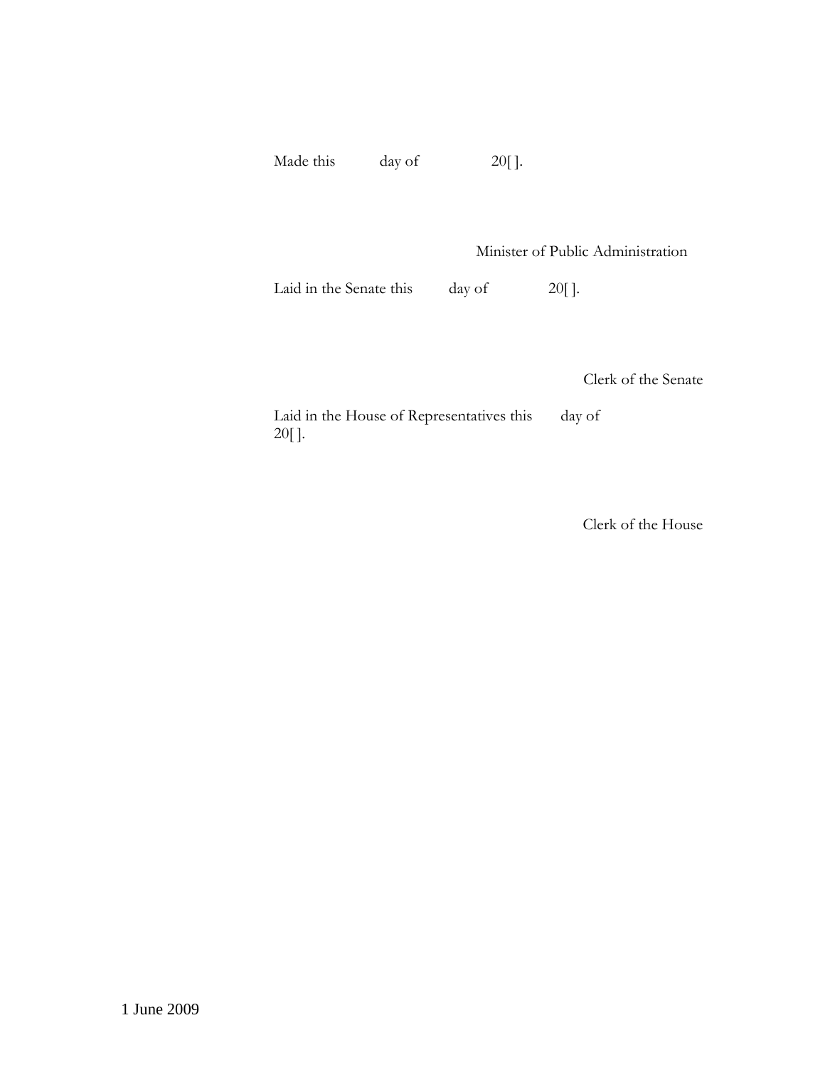Made this day of 20[ ].

Minister of Public Administration

Laid in the Senate this day of 20[ ].

Clerk of the Senate

Laid in the House of Representatives this day of 20[ ].

Clerk of the House

1 June 2009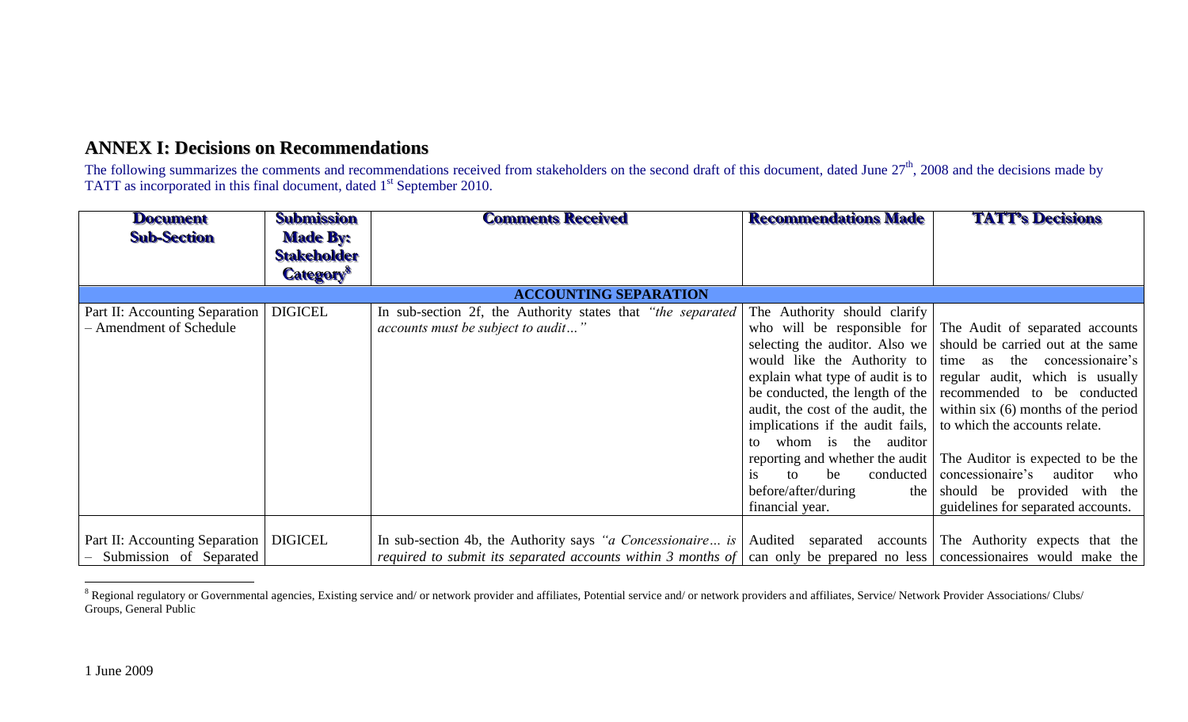## ANNEX I: Decisions on Recommendations

The following summarizes the comments and recommendations received from stakeholders on the second draft of this document, dated June 27th, 2008 and the decisions made by TATT as incorporated in this final document, dated 1st September 2010.

| Document Sub-Section | Submission Made By: Stakeholder Category[8] | Comments Received | Recommendations Made | TATT's Decisions |
|---|---|---|---|---|
| **ACCOUNTING SEPARATION** | | | | |
| Part II: Accounting Separation – Amendment of Schedule | DIGICEL | In sub-section 2f, the Authority states that *"the separated accounts must be subject to audit…"* | The Authority should clarify who will be responsible for selecting the auditor. Also we would like the Authority to explain what type of audit is to be conducted, the length of the audit, the cost of the audit, the implications if the audit fails, to whom is the auditor reporting and whether the audit is to be conducted before/after/during the financial year. | The Audit of separated accounts should be carried out at the same time as the concessionaire's regular audit, which is usually recommended to be conducted within six (6) months of the period to which the accounts relate.<br><br>The Auditor is expected to be the concessionaire's auditor who should be provided with the guidelines for separated accounts. |
| Part II: Accounting Separation – Submission of Separated | DIGICEL | In sub-section 4b, the Authority says *"a Concessionaire… is required to submit its separated accounts within 3 months of* | Audited separated accounts can only be prepared no less | The Authority expects that the concessionaires would make the |

[8] Regional regulatory or Governmental agencies, Existing service and/ or network provider and affiliates, Potential service and/ or network providers and affiliates, Service/ Network Provider Associations/ Clubs/ Groups, General Public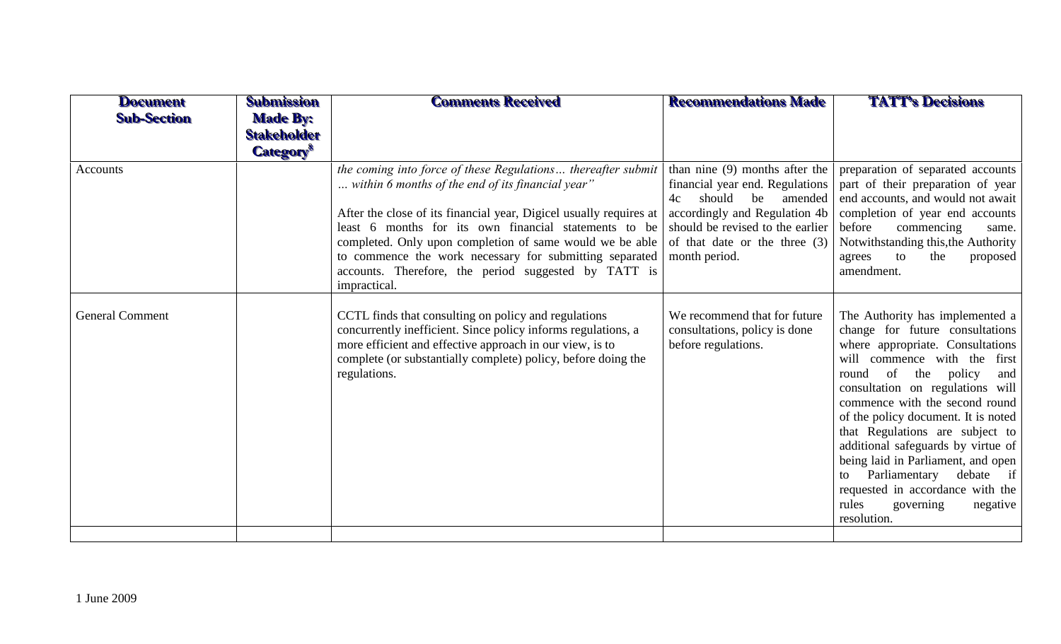| Document Sub-Section | Submission Made By: Stakeholder Category[8] | Comments Received | Recommendations Made | TATT's Decisions |
|---|---|---|---|---|
| Accounts | | *the coming into force of these Regulations… thereafter submit … within 6 months of the end of its financial year"*<br><br>After the close of its financial year, Digicel usually requires at least 6 months for its own financial statements to be completed. Only upon completion of same would we be able to commence the work necessary for submitting separated accounts. Therefore, the period suggested by TATT is impractical. | than nine (9) months after the financial year end. Regulations 4c should be amended accordingly and Regulation 4b should be revised to the earlier of that date or the three (3) month period. | preparation of separated accounts part of their preparation of year end accounts, and would not await completion of year end accounts before commencing same. Notwithstanding this,the Authority agrees to the proposed amendment. |
| General Comment | | CCTL finds that consulting on policy and regulations concurrently inefficient. Since policy informs regulations, a more efficient and effective approach in our view, is to complete (or substantially complete) policy, before doing the regulations. | We recommend that for future consultations, policy is done before regulations. | The Authority has implemented a change for future consultations where appropriate. Consultations will commence with the first round of the policy and consultation on regulations will commence with the second round of the policy document. It is noted that Regulations are subject to additional safeguards by virtue of being laid in Parliament, and open to Parliamentary debate if requested in accordance with the rules governing negative resolution. |
| | | | | |

1 June 2009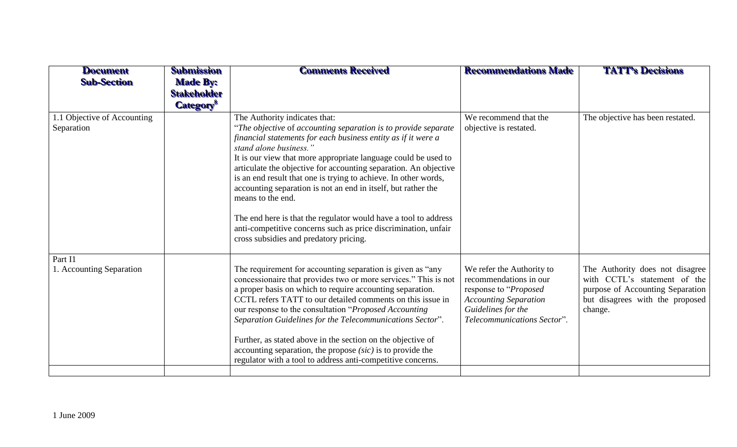| Document Sub-Section | Submission Made By: Stakeholder Category[8] | Comments Received | Recommendations Made | TATT's Decisions |
|---|---|---|---|---|
| 1.1 Objective of Accounting Separation | | The Authority indicates that:<br>"*The objective of accounting separation is to provide separate financial statements for each business entity as if it were a stand alone business.*"<br>It is our view that more appropriate language could be used to articulate the objective for accounting separation. An objective is an end result that one is trying to achieve. In other words, accounting separation is not an end in itself, but rather the means to the end.<br><br>The end here is that the regulator would have a tool to address anti-competitive concerns such as price discrimination, unfair cross subsidies and predatory pricing. | We recommend that the objective is restated. | The objective has been restated. |
| Part I1<br>1. Accounting Separation | | The requirement for accounting separation is given as "any concessionaire that provides two or more services." This is not a proper basis on which to require accounting separation. CCTL refers TATT to our detailed comments on this issue in our response to the consultation "*Proposed Accounting Separation Guidelines for the Telecommunications Sector*".<br><br>Further, as stated above in the section on the objective of accounting separation, the propose *(sic)* is to provide the regulator with a tool to address anti-competitive concerns. | We refer the Authority to recommendations in our response to "*Proposed Accounting Separation Guidelines for the Telecommunications Sector*". | The Authority does not disagree with CCTL's statement of the purpose of Accounting Separation but disagrees with the proposed change. |
| | | | | |

1 June 2009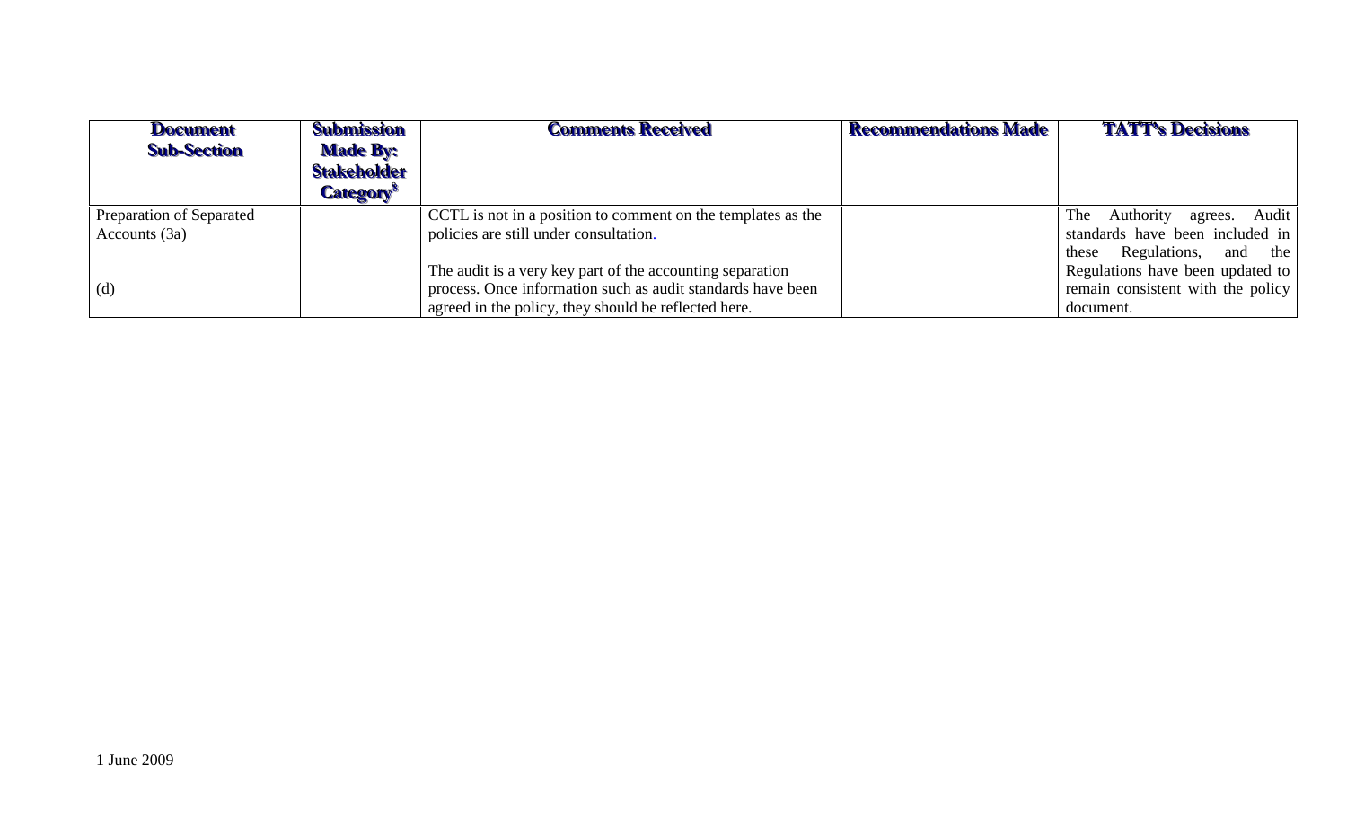| Document Sub-Section | Submission Made By: Stakeholder Category[8] | Comments Received | Recommendations Made | TATT's Decisions |
|---|---|---|---|---|
| Preparation of Separated Accounts (3a)<br><br>(d) | | CCTL is not in a position to comment on the templates as the policies are still under consultation.<br><br>The audit is a very key part of the accounting separation process. Once information such as audit standards have been agreed in the policy, they should be reflected here. | | The Authority agrees. Audit standards have been included in these Regulations, and the Regulations have been updated to remain consistent with the policy document. |

1 June 2009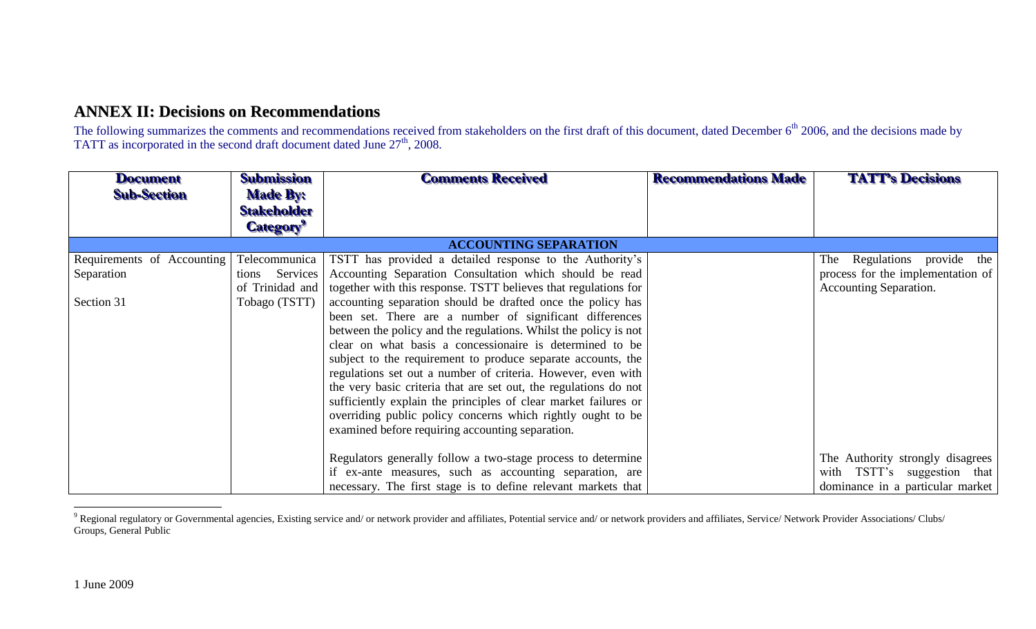## ANNEX II: Decisions on Recommendations

The following summarizes the comments and recommendations received from stakeholders on the first draft of this document, dated December 6th 2006, and the decisions made by TATT as incorporated in the second draft document dated June 27th, 2008.

| Document Sub-Section | Submission Made By: Stakeholder Category[9] | Comments Received | Recommendations Made | TATT's Decisions |
|---|---|---|---|---|
| **ACCOUNTING SEPARATION** | | | | |
| Requirements of Accounting Separation<br><br>Section 31 | Telecommunications Services of Trinidad and Tobago (TSTT) | TSTT has provided a detailed response to the Authority's Accounting Separation Consultation which should be read together with this response. TSTT believes that regulations for accounting separation should be drafted once the policy has been set. There are a number of significant differences between the policy and the regulations. Whilst the policy is not clear on what basis a concessionaire is determined to be subject to the requirement to produce separate accounts, the regulations set out a number of criteria. However, even with the very basic criteria that are set out, the regulations do not sufficiently explain the principles of clear market failures or overriding public policy concerns which rightly ought to be examined before requiring accounting separation.<br><br>Regulators generally follow a two-stage process to determine if ex-ante measures, such as accounting separation, are necessary. The first stage is to define relevant markets that | | The Regulations provide the process for the implementation of Accounting Separation.<br><br>The Authority strongly disagrees with TSTT's suggestion that dominance in a particular market |

[9] Regional regulatory or Governmental agencies, Existing service and/ or network provider and affiliates, Potential service and/ or network providers and affiliates, Service/ Network Provider Associations/ Clubs/ Groups, General Public

1 June 2009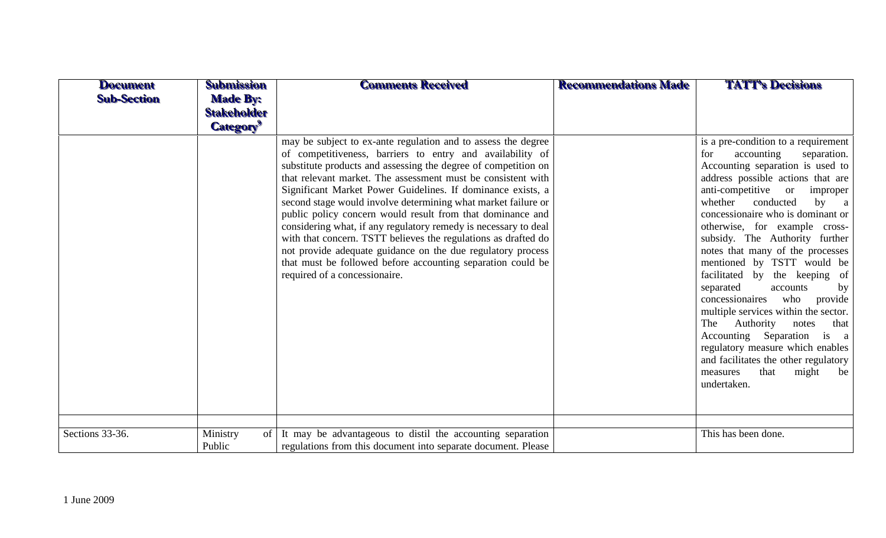| Document Sub-Section | Submission Made By: Stakeholder Category[9] | Comments Received | Recommendations Made | TATT's Decisions |
|---|---|---|---|---|
| | | may be subject to ex-ante regulation and to assess the degree of competitiveness, barriers to entry and availability of substitute products and assessing the degree of competition on that relevant market. The assessment must be consistent with Significant Market Power Guidelines. If dominance exists, a second stage would involve determining what market failure or public policy concern would result from that dominance and considering what, if any regulatory remedy is necessary to deal with that concern. TSTT believes the regulations as drafted do not provide adequate guidance on the due regulatory process that must be followed before accounting separation could be required of a concessionaire. | | is a pre-condition to a requirement for accounting separation. Accounting separation is used to address possible actions that are anti-competitive or improper whether conducted by a concessionaire who is dominant or otherwise, for example cross-subsidy. The Authority further notes that many of the processes mentioned by TSTT would be facilitated by the keeping of separated accounts by concessionaires who provide multiple services within the sector. The Authority notes that Accounting Separation is a regulatory measure which enables and facilitates the other regulatory measures that might be undertaken. |
| | | | | |
| Sections 33-36. | Ministry of Public | It may be advantageous to distil the accounting separation regulations from this document into separate document. Please | | This has been done. |

1 June 2009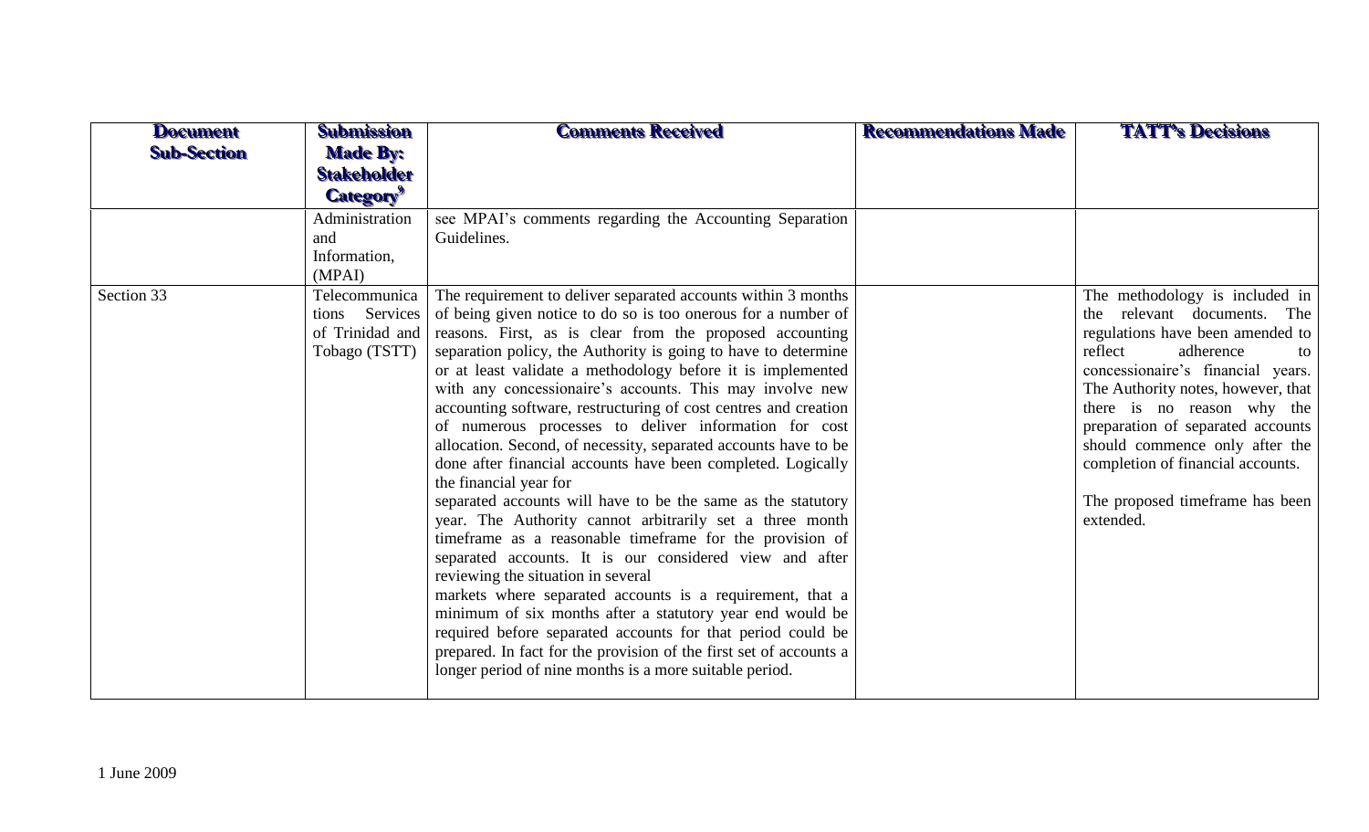| Document Sub-Section | Submission Made By: Stakeholder Category[9] | Comments Received | Recommendations Made | TATT's Decisions |
|---|---|---|---|---|
| | Administration and Information, (MPAI) | see MPAI's comments regarding the Accounting Separation Guidelines. | | |
| Section 33 | Telecommunications Services of Trinidad and Tobago (TSTT) | The requirement to deliver separated accounts within 3 months of being given notice to do so is too onerous for a number of reasons. First, as is clear from the proposed accounting separation policy, the Authority is going to have to determine or at least validate a methodology before it is implemented with any concessionaire's accounts. This may involve new accounting software, restructuring of cost centres and creation of numerous processes to deliver information for cost allocation. Second, of necessity, separated accounts have to be done after financial accounts have been completed. Logically the financial year for separated accounts will have to be the same as the statutory year. The Authority cannot arbitrarily set a three month timeframe as a reasonable timeframe for the provision of separated accounts. It is our considered view and after reviewing the situation in several markets where separated accounts is a requirement, that a minimum of six months after a statutory year end would be required before separated accounts for that period could be prepared. In fact for the provision of the first set of accounts a longer period of nine months is a more suitable period. | | The methodology is included in the relevant documents. The regulations have been amended to reflect adherence to concessionaire's financial years. The Authority notes, however, that there is no reason why the preparation of separated accounts should commence only after the completion of financial accounts.<br><br>The proposed timeframe has been extended. |

1 June 2009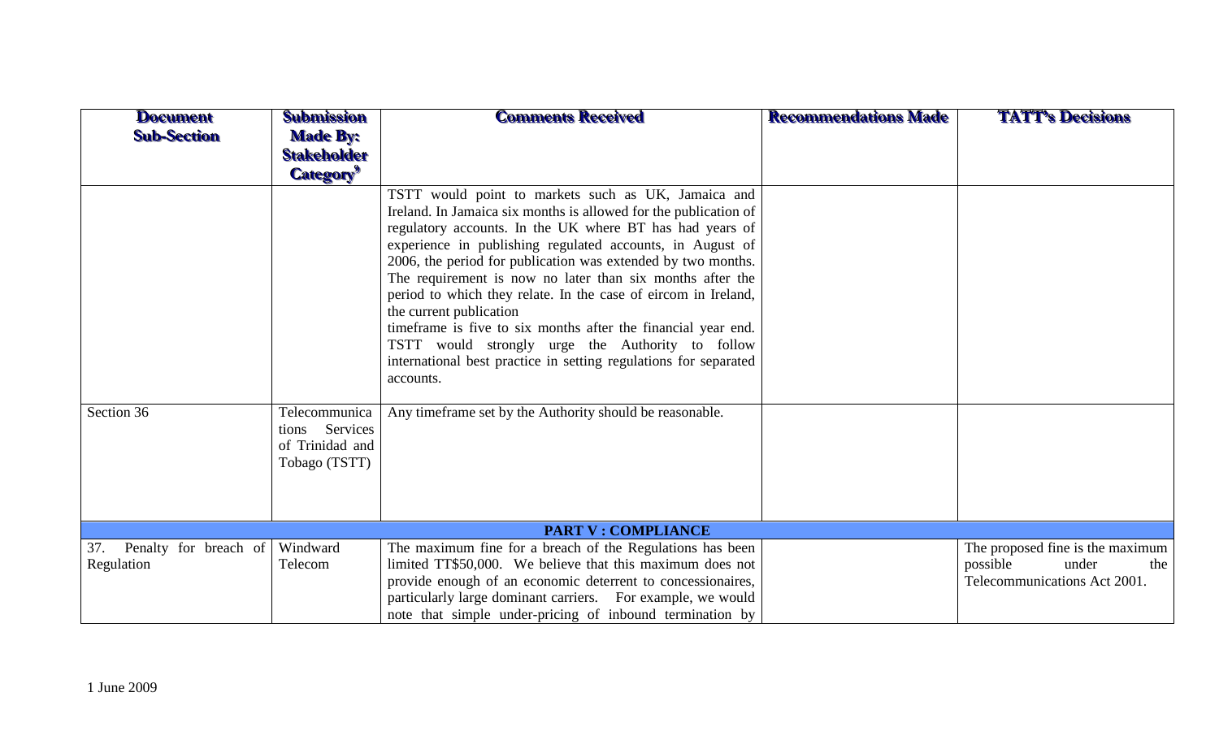| Document Sub-Section | Submission Made By: Stakeholder Category[9] | Comments Received | Recommendations Made | TATT's Decisions |
|---|---|---|---|---|
| | | TSTT would point to markets such as UK, Jamaica and Ireland. In Jamaica six months is allowed for the publication of regulatory accounts. In the UK where BT has had years of experience in publishing regulated accounts, in August of 2006, the period for publication was extended by two months. The requirement is now no later than six months after the period to which they relate. In the case of eircom in Ireland, the current publication timeframe is five to six months after the financial year end. TSTT would strongly urge the Authority to follow international best practice in setting regulations for separated accounts. | | |
| Section 36 | Telecommunications Services of Trinidad and Tobago (TSTT) | Any timeframe set by the Authority should be reasonable. | | |
| **PART V : COMPLIANCE** | | | | |
| 37. Penalty for breach of Regulation | Windward Telecom | The maximum fine for a breach of the Regulations has been limited TT$50,000. We believe that this maximum does not provide enough of an economic deterrent to concessionaires, particularly large dominant carriers. For example, we would note that simple under-pricing of inbound termination by | | The proposed fine is the maximum possible under the Telecommunications Act 2001. |

1 June 2009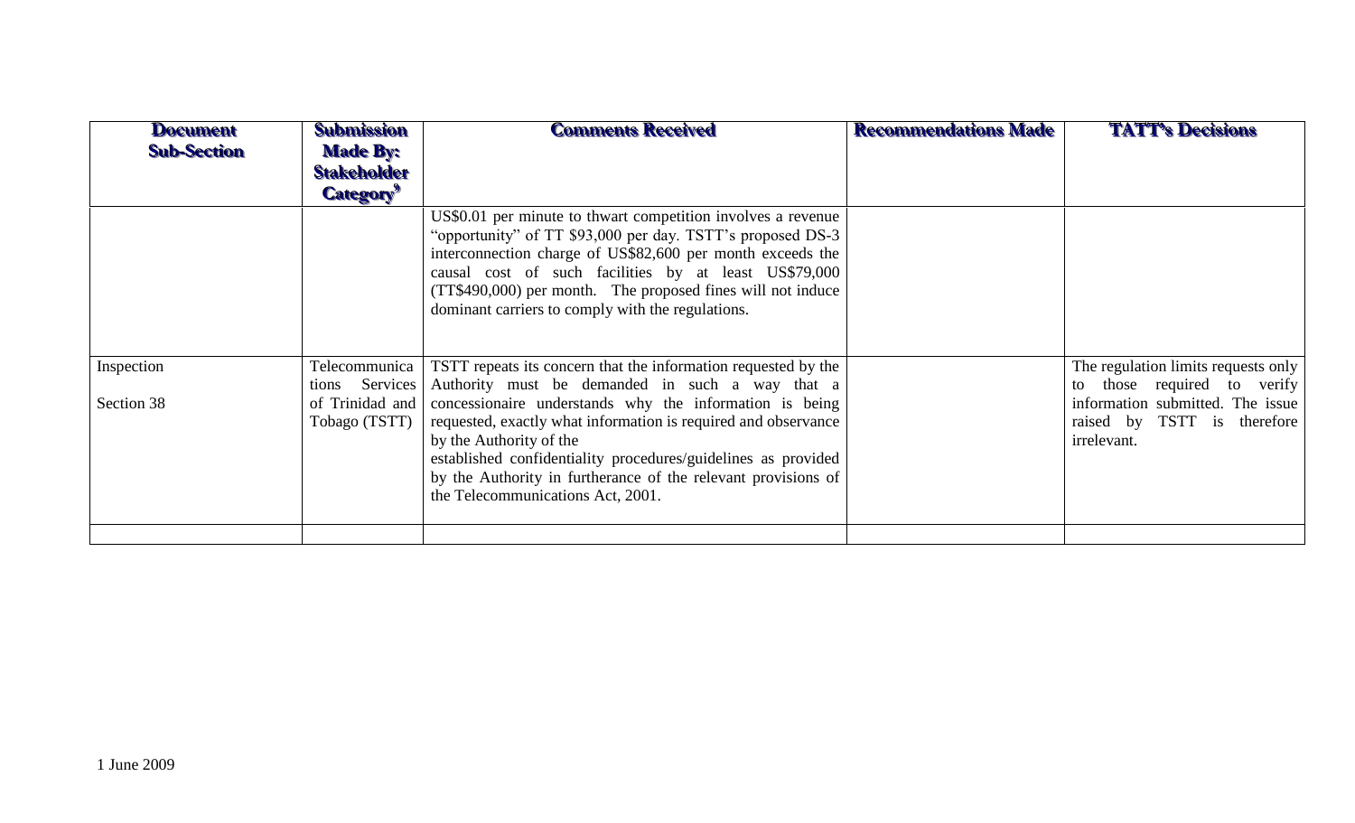| Document Sub-Section | Submission Made By: Stakeholder Category[9] | Comments Received | Recommendations Made | TATT's Decisions |
|---|---|---|---|---|
| | | US$0.01 per minute to thwart competition involves a revenue "opportunity" of TT $93,000 per day. TSTT's proposed DS-3 interconnection charge of US$82,600 per month exceeds the causal cost of such facilities by at least US$79,000 (TT$490,000) per month. The proposed fines will not induce dominant carriers to comply with the regulations. | | |
| Inspection<br><br>Section 38 | Telecommunications Services of Trinidad and Tobago (TSTT) | TSTT repeats its concern that the information requested by the Authority must be demanded in such a way that a concessionaire understands why the information is being requested, exactly what information is required and observance by the Authority of the established confidentiality procedures/guidelines as provided by the Authority in furtherance of the relevant provisions of the Telecommunications Act, 2001. | | The regulation limits requests only to those required to verify information submitted. The issue raised by TSTT is therefore irrelevant. |
| | | | | |

1 June 2009